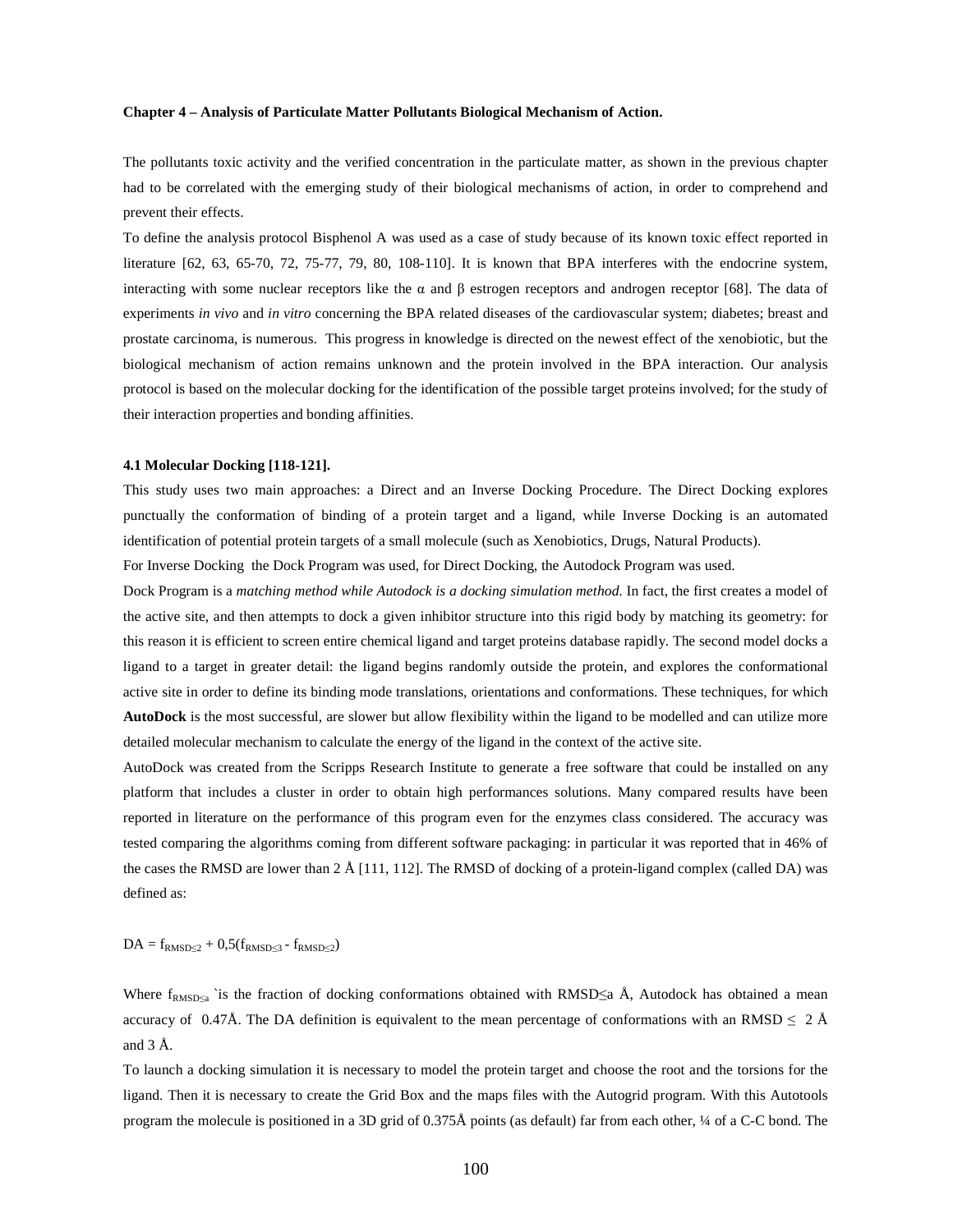**Chapter 4 – Analysis of Particulate Matter Pollutants Biological Mechanism of Action.**

The pollutants toxic activity and the verified concentration in the particulate matter, as shown in the previous chapter had to be correlated with the emerging study of their biological mechanisms of action, in order to comprehend and prevent their effects.

To define the analysis protocol Bisphenol A was used as a case of study because of its known toxic effect reported in literature [62, 63, 65-70, 72, 75-77, 79, 80, 108-110]. It is known that BPA interferes with the endocrine system, interacting with some nuclear receptors like the α and β estrogen receptors and androgen receptor [68]. The data of experiments *in vivo* and *in vitro* concerning the BPA related diseases of the cardiovascular system; diabetes; breast and prostate carcinoma, is numerous. This progress in knowledge is directed on the newest effect of the xenobiotic, but the biological mechanism of action remains unknown and the protein involved in the BPA interaction. Our analysis protocol is based on the molecular docking for the identification of the possible target proteins involved; for the study of their interaction properties and bonding affinities.

**4.1 Molecular Docking [118-121].**

This study uses two main approaches: a Direct and an Inverse Docking Procedure. The Direct Docking explores punctually the conformation of binding of a protein target and a ligand, while Inverse Docking is an automated identification of potential protein targets of a small molecule (such as Xenobiotics, Drugs, Natural Products).

For Inverse Docking the Dock Program was used, for Direct Docking, the Autodock Program was used.

Dock Program is a *matching method while Autodock is a docking simulation method.* In fact, the first creates a model of the active site, and then attempts to dock a given inhibitor structure into this rigid body by matching its geometry: for this reason it is efficient to screen entire chemical ligand and target proteins database rapidly. The second model docks a ligand to a target in greater detail: the ligand begins randomly outside the protein, and explores the conformational active site in order to define its binding mode translations, orientations and conformations. These techniques, for which **AutoDock** is the most successful, are slower but allow flexibility within the ligand to be modelled and can utilize more detailed molecular mechanism to calculate the energy of the ligand in the context of the active site.

AutoDock was created from the Scripps Research Institute to generate a free software that could be installed on any platform that includes a cluster in order to obtain high performances solutions. Many compared results have been reported in literature on the performance of this program even for the enzymes class considered. The accuracy was tested comparing the algorithms coming from different software packaging: in particular it was reported that in 46% of the cases the RMSD are lower than 2 Å [111, 112]. The RMSD of docking of a protein-ligand complex (called DA) was defined as:

$$DA = f_{RMSD\leq 2} + 0,5(f_{RMSD\leq 3} - f_{RMSD\leq 2})$$

Where $f_{RMSD\leq a}$ `is the fraction of docking conformations obtained with RMSD≤a Å, Autodock has obtained a mean accuracy of 0.47Å. The DA definition is equivalent to the mean percentage of conformations with an RMSD ≤ 2 Å and 3 Å.

To launch a docking simulation it is necessary to model the protein target and choose the root and the torsions for the ligand. Then it is necessary to create the Grid Box and the maps files with the Autogrid program. With this Autotools program the molecule is positioned in a 3D grid of 0.375Å points (as default) far from each other, ¼ of a C-C bond. The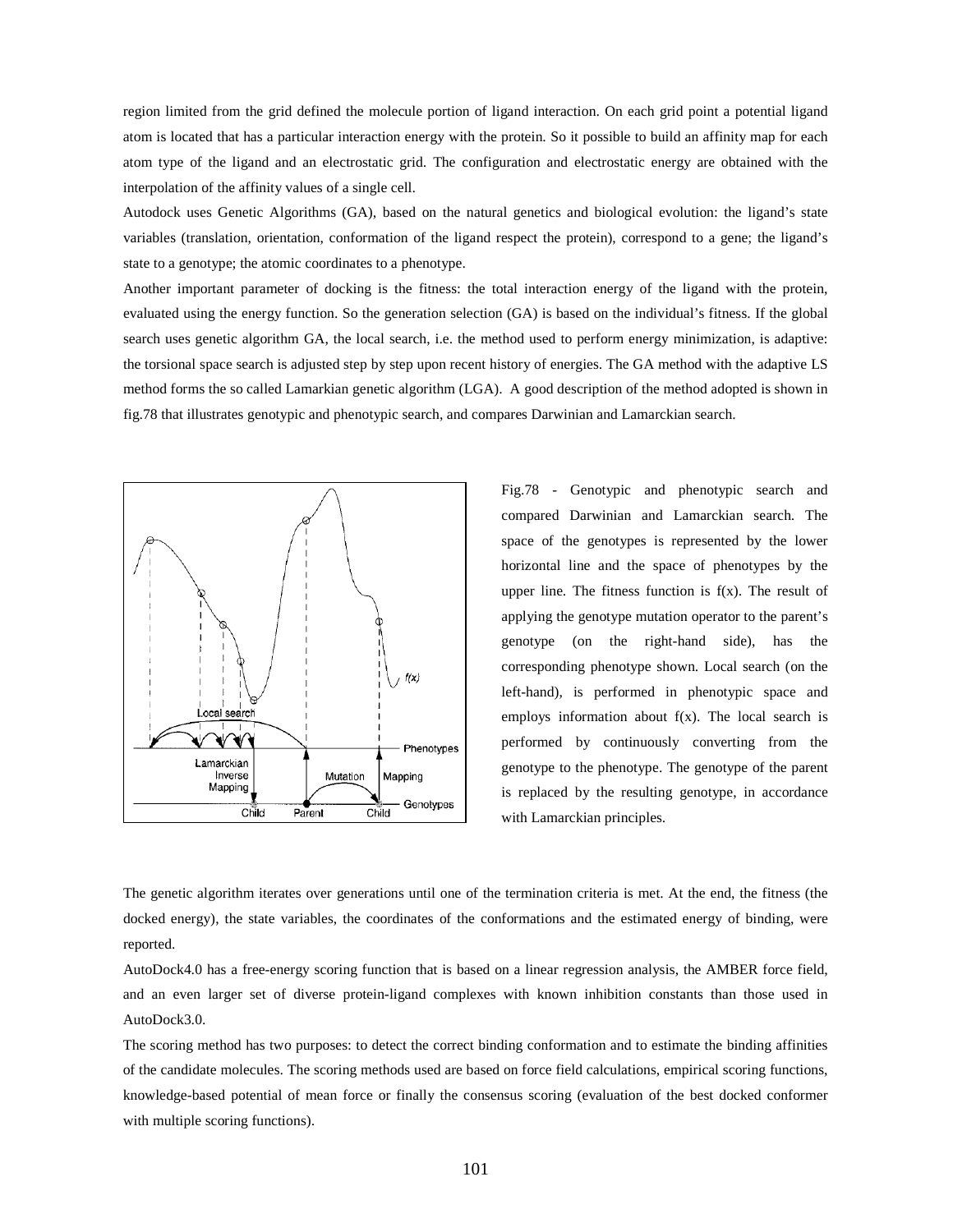region limited from the grid defined the molecule portion of ligand interaction. On each grid point a potential ligand atom is located that has a particular interaction energy with the protein. So it possible to build an affinity map for each atom type of the ligand and an electrostatic grid. The configuration and electrostatic energy are obtained with the interpolation of the affinity values of a single cell.

Autodock uses Genetic Algorithms (GA), based on the natural genetics and biological evolution: the ligand's state variables (translation, orientation, conformation of the ligand respect the protein), correspond to a gene; the ligand's state to a genotype; the atomic coordinates to a phenotype.

Another important parameter of docking is the fitness: the total interaction energy of the ligand with the protein, evaluated using the energy function. So the generation selection (GA) is based on the individual's fitness. If the global search uses genetic algorithm GA, the local search, i.e. the method used to perform energy minimization, is adaptive: the torsional space search is adjusted step by step upon recent history of energies. The GA method with the adaptive LS method forms the so called Lamarkian genetic algorithm (LGA). A good description of the method adopted is shown in fig.78 that illustrates genotypic and phenotypic search, and compares Darwinian and Lamarckian search.

Fig.78 - Genotypic and phenotypic search and compared Darwinian and Lamarckian search. The space of the genotypes is represented by the lower horizontal line and the space of phenotypes by the upper line. The fitness function is f(x). The result of applying the genotype mutation operator to the parent's genotype (on the right-hand side), has the corresponding phenotype shown. Local search (on the left-hand), is performed in phenotypic space and employs information about f(x). The local search is performed by continuously converting from the genotype to the phenotype. The genotype of the parent is replaced by the resulting genotype, in accordance with Lamarckian principles.

The genetic algorithm iterates over generations until one of the termination criteria is met. At the end, the fitness (the docked energy), the state variables, the coordinates of the conformations and the estimated energy of binding, were reported.

AutoDock4.0 has a free-energy scoring function that is based on a linear regression analysis, the AMBER force field, and an even larger set of diverse protein-ligand complexes with known inhibition constants than those used in AutoDock3.0.

The scoring method has two purposes: to detect the correct binding conformation and to estimate the binding affinities of the candidate molecules. The scoring methods used are based on force field calculations, empirical scoring functions, knowledge-based potential of mean force or finally the consensus scoring (evaluation of the best docked conformer with multiple scoring functions).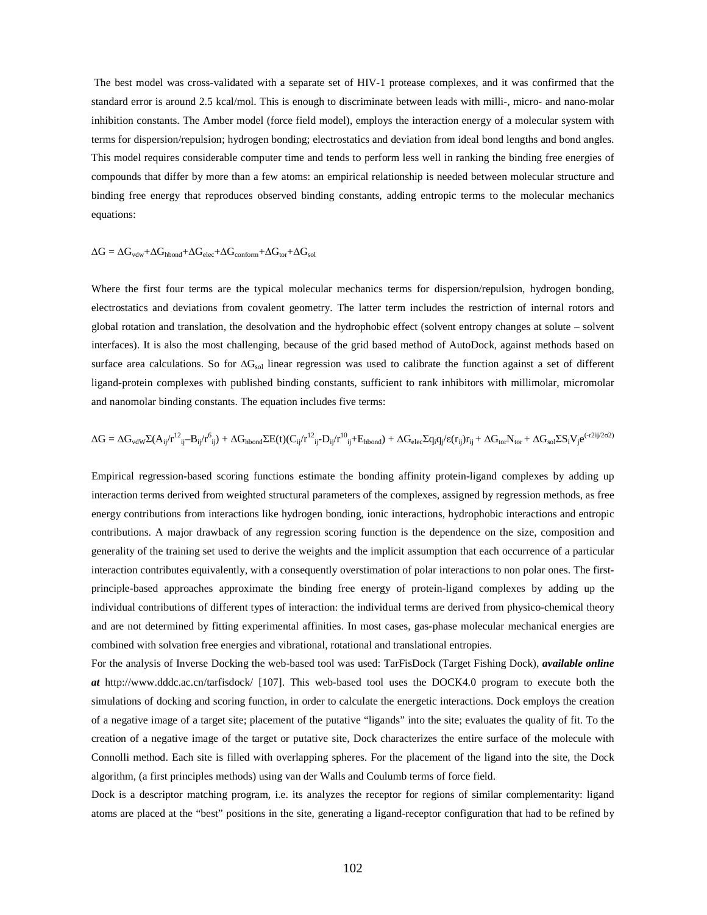The best model was cross-validated with a separate set of HIV-1 protease complexes, and it was confirmed that the standard error is around 2.5 kcal/mol. This is enough to discriminate between leads with milli-, micro- and nano-molar inhibition constants. The Amber model (force field model), employs the interaction energy of a molecular system with terms for dispersion/repulsion; hydrogen bonding; electrostatics and deviation from ideal bond lengths and bond angles. This model requires considerable computer time and tends to perform less well in ranking the binding free energies of compounds that differ by more than a few atoms: an empirical relationship is needed between molecular structure and binding free energy that reproduces observed binding constants, adding entropic terms to the molecular mechanics equations:

$$\Delta G = \Delta G_{vdw}+\Delta G_{hbond}+\Delta G_{elec}+\Delta G_{conform}+\Delta G_{tor}+\Delta G_{sol}$$

Where the first four terms are the typical molecular mechanics terms for dispersion/repulsion, hydrogen bonding, electrostatics and deviations from covalent geometry. The latter term includes the restriction of internal rotors and global rotation and translation, the desolvation and the hydrophobic effect (solvent entropy changes at solute – solvent interfaces). It is also the most challenging, because of the grid based method of AutoDock, against methods based on surface area calculations. So for $\Delta G_{sol}$ linear regression was used to calibrate the function against a set of different ligand-protein complexes with published binding constants, sufficient to rank inhibitors with millimolar, micromolar and nanomolar binding constants. The equation includes five terms:

$$\Delta G = \Delta G_{vdW}\Sigma(A_{ij}/r^{12}_{ij}-B_{ij}/r^{6}_{ij}) + \Delta G_{hbond}\Sigma E(t)(C_{ij}/r^{12}_{ij}-D_{ij}/r^{10}_{ij}+E_{hbond}) + \Delta G_{elec}\Sigma q_i q_j/\varepsilon(r_{ij})r_{ij} + \Delta G_{tor}N_{tor} + \Delta G_{sol}\Sigma S_i V_j e^{(-r2ij/2\sigma 2)}$$

Empirical regression-based scoring functions estimate the bonding affinity protein-ligand complexes by adding up interaction terms derived from weighted structural parameters of the complexes, assigned by regression methods, as free energy contributions from interactions like hydrogen bonding, ionic interactions, hydrophobic interactions and entropic contributions. A major drawback of any regression scoring function is the dependence on the size, composition and generality of the training set used to derive the weights and the implicit assumption that each occurrence of a particular interaction contributes equivalently, with a consequently overstimation of polar interactions to non polar ones. The first-principle-based approaches approximate the binding free energy of protein-ligand complexes by adding up the individual contributions of different types of interaction: the individual terms are derived from physico-chemical theory and are not determined by fitting experimental affinities. In most cases, gas-phase molecular mechanical energies are combined with solvation free energies and vibrational, rotational and translational entropies.

For the analysis of Inverse Docking the web-based tool was used: TarFisDock (Target Fishing Dock), ***available online at*** http://www.dddc.ac.cn/tarfisdock/ [107]. This web-based tool uses the DOCK4.0 program to execute both the simulations of docking and scoring function, in order to calculate the energetic interactions. Dock employs the creation of a negative image of a target site; placement of the putative "ligands" into the site; evaluates the quality of fit. To the creation of a negative image of the target or putative site, Dock characterizes the entire surface of the molecule with Connolli method. Each site is filled with overlapping spheres. For the placement of the ligand into the site, the Dock algorithm, (a first principles methods) using van der Walls and Coulumb terms of force field.

Dock is a descriptor matching program, i.e. its analyzes the receptor for regions of similar complementarity: ligand atoms are placed at the "best" positions in the site, generating a ligand-receptor configuration that had to be refined by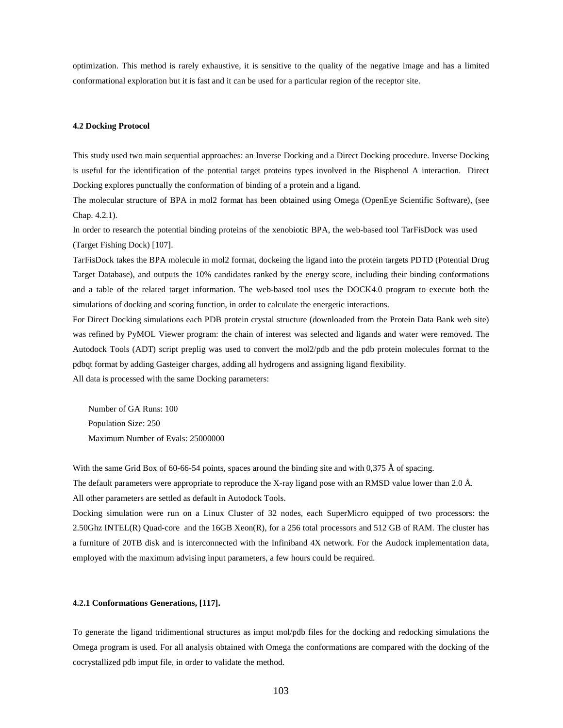optimization. This method is rarely exhaustive, it is sensitive to the quality of the negative image and has a limited conformational exploration but it is fast and it can be used for a particular region of the receptor site.

### 4.2 Docking Protocol

This study used two main sequential approaches: an Inverse Docking and a Direct Docking procedure. Inverse Docking is useful for the identification of the potential target proteins types involved in the Bisphenol A interaction. Direct Docking explores punctually the conformation of binding of a protein and a ligand.

The molecular structure of BPA in mol2 format has been obtained using Omega (OpenEye Scientific Software), (see Chap. 4.2.1).

In order to research the potential binding proteins of the xenobiotic BPA, the web-based tool TarFisDock was used (Target Fishing Dock) [107].

TarFisDock takes the BPA molecule in mol2 format, dockeing the ligand into the protein targets PDTD (Potential Drug Target Database), and outputs the 10% candidates ranked by the energy score, including their binding conformations and a table of the related target information. The web-based tool uses the DOCK4.0 program to execute both the simulations of docking and scoring function, in order to calculate the energetic interactions.

For Direct Docking simulations each PDB protein crystal structure (downloaded from the Protein Data Bank web site) was refined by PyMOL Viewer program: the chain of interest was selected and ligands and water were removed. The Autodock Tools (ADT) script preplig was used to convert the mol2/pdb and the pdb protein molecules format to the pdbqt format by adding Gasteiger charges, adding all hydrogens and assigning ligand flexibility.

All data is processed with the same Docking parameters:

Number of GA Runs: 100
Population Size: 250
Maximum Number of Evals: 25000000

With the same Grid Box of 60-66-54 points, spaces around the binding site and with 0,375 Å of spacing.

The default parameters were appropriate to reproduce the X-ray ligand pose with an RMSD value lower than 2.0 Å.

All other parameters are settled as default in Autodock Tools.

Docking simulation were run on a Linux Cluster of 32 nodes, each SuperMicro equipped of two processors: the 2.50Ghz INTEL(R) Quad-core and the 16GB Xeon(R), for a 256 total processors and 512 GB of RAM. The cluster has a furniture of 20TB disk and is interconnected with the Infiniband 4X network. For the Audock implementation data, employed with the maximum advising input parameters, a few hours could be required.

#### 4.2.1 Conformations Generations, [117].

To generate the ligand tridimentional structures as imput mol/pdb files for the docking and redocking simulations the Omega program is used. For all analysis obtained with Omega the conformations are compared with the docking of the cocrystallized pdb imput file, in order to validate the method.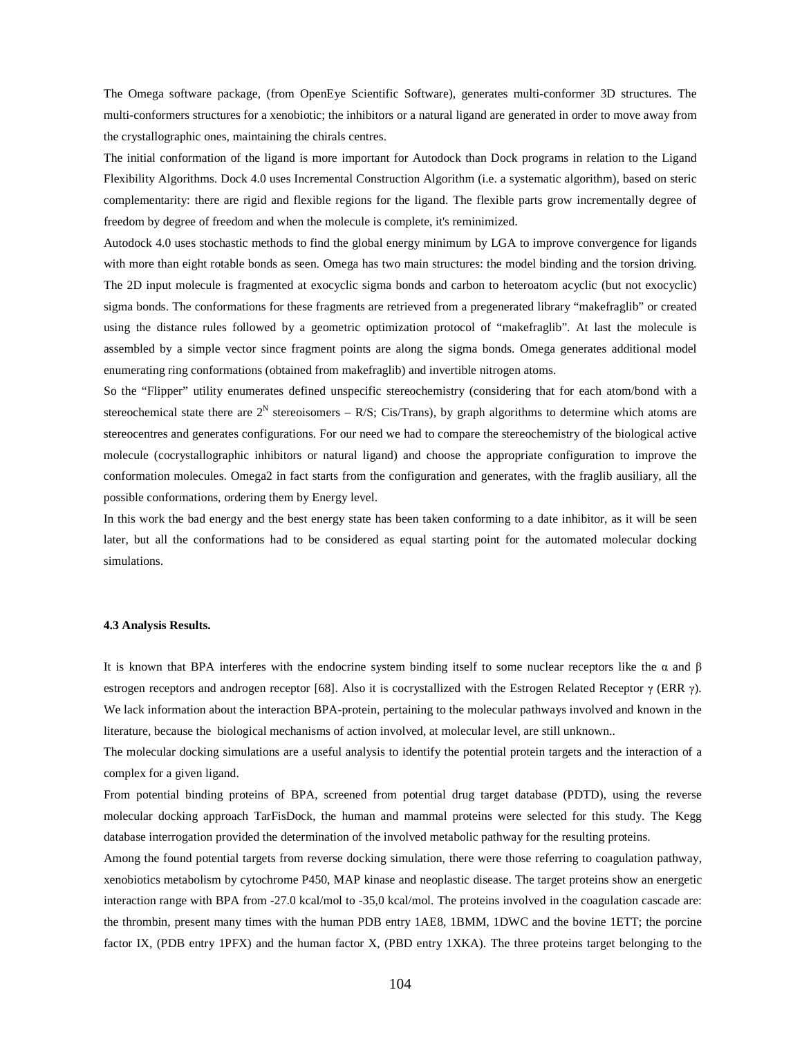The Omega software package, (from OpenEye Scientific Software), generates multi-conformer 3D structures. The multi-conformers structures for a xenobiotic; the inhibitors or a natural ligand are generated in order to move away from the crystallographic ones, maintaining the chirals centres.

The initial conformation of the ligand is more important for Autodock than Dock programs in relation to the Ligand Flexibility Algorithms. Dock 4.0 uses Incremental Construction Algorithm (i.e. a systematic algorithm), based on steric complementarity: there are rigid and flexible regions for the ligand. The flexible parts grow incrementally degree of freedom by degree of freedom and when the molecule is complete, it's reminimized.

Autodock 4.0 uses stochastic methods to find the global energy minimum by LGA to improve convergence for ligands with more than eight rotable bonds as seen. Omega has two main structures: the model binding and the torsion driving. The 2D input molecule is fragmented at exocyclic sigma bonds and carbon to heteroatom acyclic (but not exocyclic) sigma bonds. The conformations for these fragments are retrieved from a pregenerated library "makefraglib" or created using the distance rules followed by a geometric optimization protocol of "makefraglib". At last the molecule is assembled by a simple vector since fragment points are along the sigma bonds. Omega generates additional model enumerating ring conformations (obtained from makefraglib) and invertible nitrogen atoms.

So the "Flipper" utility enumerates defined unspecific stereochemistry (considering that for each atom/bond with a stereochemical state there are $2^N$ stereoisomers – R/S; Cis/Trans), by graph algorithms to determine which atoms are stereocentres and generates configurations. For our need we had to compare the stereochemistry of the biological active molecule (cocrystallographic inhibitors or natural ligand) and choose the appropriate configuration to improve the conformation molecules. Omega2 in fact starts from the configuration and generates, with the fraglib ausiliary, all the possible conformations, ordering them by Energy level.

In this work the bad energy and the best energy state has been taken conforming to a date inhibitor, as it will be seen later, but all the conformations had to be considered as equal starting point for the automated molecular docking simulations.

#### 4.3 Analysis Results.

It is known that BPA interferes with the endocrine system binding itself to some nuclear receptors like the α and β estrogen receptors and androgen receptor [68]. Also it is cocrystallized with the Estrogen Related Receptor γ (ERR γ). We lack information about the interaction BPA-protein, pertaining to the molecular pathways involved and known in the literature, because the biological mechanisms of action involved, at molecular level, are still unknown..

The molecular docking simulations are a useful analysis to identify the potential protein targets and the interaction of a complex for a given ligand.

From potential binding proteins of BPA, screened from potential drug target database (PDTD), using the reverse molecular docking approach TarFisDock, the human and mammal proteins were selected for this study. The Kegg database interrogation provided the determination of the involved metabolic pathway for the resulting proteins.

Among the found potential targets from reverse docking simulation, there were those referring to coagulation pathway, xenobiotics metabolism by cytochrome P450, MAP kinase and neoplastic disease. The target proteins show an energetic interaction range with BPA from -27.0 kcal/mol to -35,0 kcal/mol. The proteins involved in the coagulation cascade are: the thrombin, present many times with the human PDB entry 1AE8, 1BMM, 1DWC and the bovine 1ETT; the porcine factor IX, (PDB entry 1PFX) and the human factor X, (PBD entry 1XKA). The three proteins target belonging to the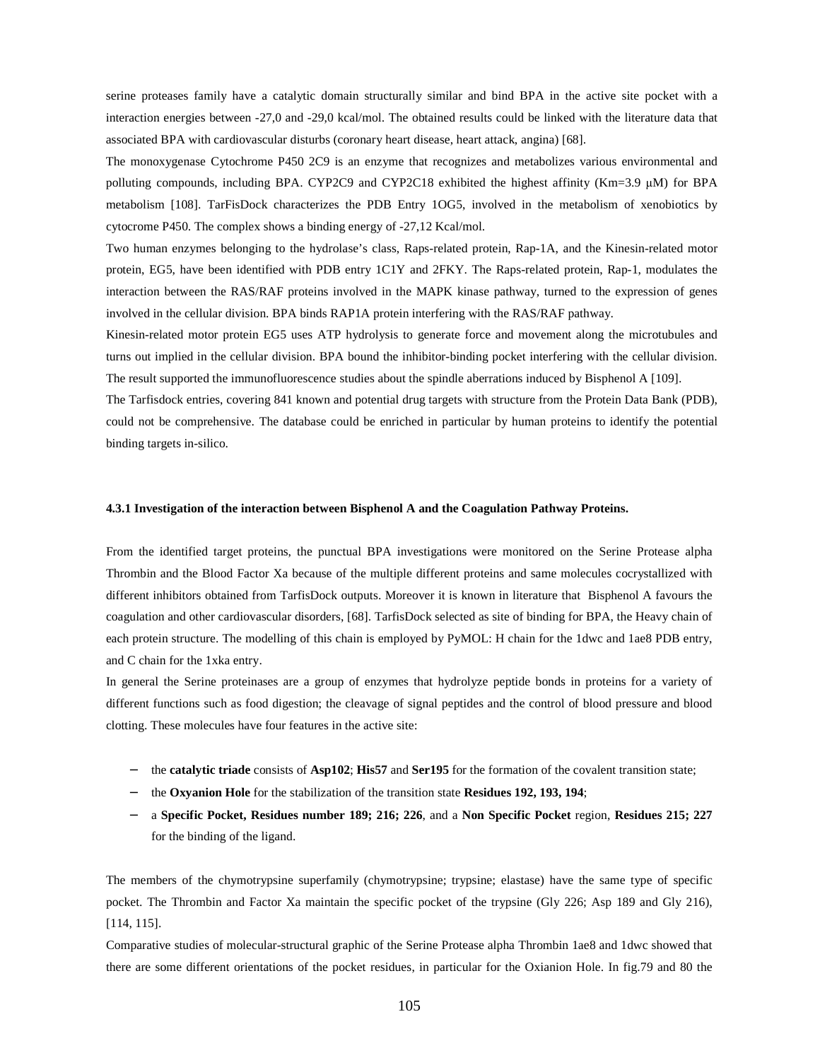serine proteases family have a catalytic domain structurally similar and bind BPA in the active site pocket with a interaction energies between -27,0 and -29,0 kcal/mol. The obtained results could be linked with the literature data that associated BPA with cardiovascular disturbs (coronary heart disease, heart attack, angina) [68].

The monoxygenase Cytochrome P450 2C9 is an enzyme that recognizes and metabolizes various environmental and polluting compounds, including BPA. CYP2C9 and CYP2C18 exhibited the highest affinity (Km=3.9 μM) for BPA metabolism [108]. TarFisDock characterizes the PDB Entry 1OG5, involved in the metabolism of xenobiotics by cytocrome P450. The complex shows a binding energy of -27,12 Kcal/mol.

Two human enzymes belonging to the hydrolase's class, Raps-related protein, Rap-1A, and the Kinesin-related motor protein, EG5, have been identified with PDB entry 1C1Y and 2FKY. The Raps-related protein, Rap-1, modulates the interaction between the RAS/RAF proteins involved in the MAPK kinase pathway, turned to the expression of genes involved in the cellular division. BPA binds RAP1A protein interfering with the RAS/RAF pathway.

Kinesin-related motor protein EG5 uses ATP hydrolysis to generate force and movement along the microtubules and turns out implied in the cellular division. BPA bound the inhibitor-binding pocket interfering with the cellular division. The result supported the immunofluorescence studies about the spindle aberrations induced by Bisphenol A [109].

The Tarfisdock entries, covering 841 known and potential drug targets with structure from the Protein Data Bank (PDB), could not be comprehensive. The database could be enriched in particular by human proteins to identify the potential binding targets in-silico.

#### 4.3.1 Investigation of the interaction between Bisphenol A and the Coagulation Pathway Proteins.

From the identified target proteins, the punctual BPA investigations were monitored on the Serine Protease alpha Thrombin and the Blood Factor Xa because of the multiple different proteins and same molecules cocrystallized with different inhibitors obtained from TarfisDock outputs. Moreover it is known in literature that Bisphenol A favours the coagulation and other cardiovascular disorders, [68]. TarfisDock selected as site of binding for BPA, the Heavy chain of each protein structure. The modelling of this chain is employed by PyMOL: H chain for the 1dwc and 1ae8 PDB entry, and C chain for the 1xka entry.

In general the Serine proteinases are a group of enzymes that hydrolyze peptide bonds in proteins for a variety of different functions such as food digestion; the cleavage of signal peptides and the control of blood pressure and blood clotting. These molecules have four features in the active site:

- the **catalytic triade** consists of **Asp102**; **His57** and **Ser195** for the formation of the covalent transition state;
- the **Oxyanion Hole** for the stabilization of the transition state **Residues 192, 193, 194**;
- a **Specific Pocket, Residues number 189; 216; 226**, and a **Non Specific Pocket** region, **Residues 215; 227** for the binding of the ligand.

The members of the chymotrypsine superfamily (chymotrypsine; trypsine; elastase) have the same type of specific pocket. The Thrombin and Factor Xa maintain the specific pocket of the trypsine (Gly 226; Asp 189 and Gly 216), [114, 115].

Comparative studies of molecular-structural graphic of the Serine Protease alpha Thrombin 1ae8 and 1dwc showed that there are some different orientations of the pocket residues, in particular for the Oxianion Hole. In fig.79 and 80 the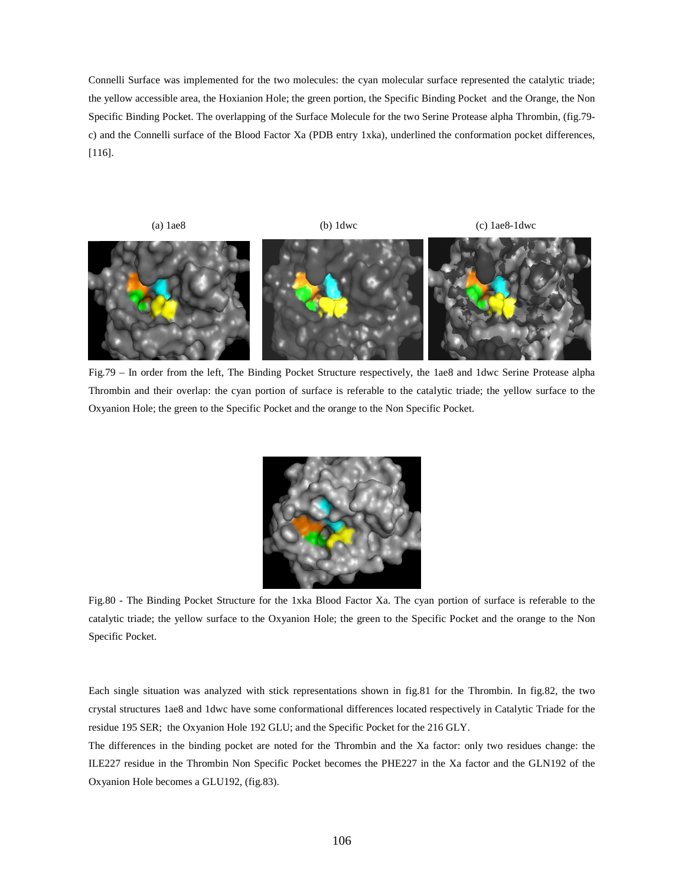Connelli Surface was implemented for the two molecules: the cyan molecular surface represented the catalytic triade; the yellow accessible area, the Hoxianion Hole; the green portion, the Specific Binding Pocket and the Orange, the Non Specific Binding Pocket. The overlapping of the Surface Molecule for the two Serine Protease alpha Thrombin, (fig.79-c) and the Connelli surface of the Blood Factor Xa (PDB entry 1xka), underlined the conformation pocket differences, [116].

(a) 1ae8 (b) 1dwc (c) 1ae8-1dwc

Fig.79 – In order from the left, The Binding Pocket Structure respectively, the 1ae8 and 1dwc Serine Protease alpha Thrombin and their overlap: the cyan portion of surface is referable to the catalytic triade; the yellow surface to the Oxyanion Hole; the green to the Specific Pocket and the orange to the Non Specific Pocket.

Fig.80 - The Binding Pocket Structure for the 1xka Blood Factor Xa. The cyan portion of surface is referable to the catalytic triade; the yellow surface to the Oxyanion Hole; the green to the Specific Pocket and the orange to the Non Specific Pocket.

Each single situation was analyzed with stick representations shown in fig.81 for the Thrombin. In fig.82, the two crystal structures 1ae8 and 1dwc have some conformational differences located respectively in Catalytic Triade for the residue 195 SER; the Oxyanion Hole 192 GLU; and the Specific Pocket for the 216 GLY.

The differences in the binding pocket are noted for the Thrombin and the Xa factor: only two residues change: the ILE227 residue in the Thrombin Non Specific Pocket becomes the PHE227 in the Xa factor and the GLN192 of the Oxyanion Hole becomes a GLU192, (fig.83).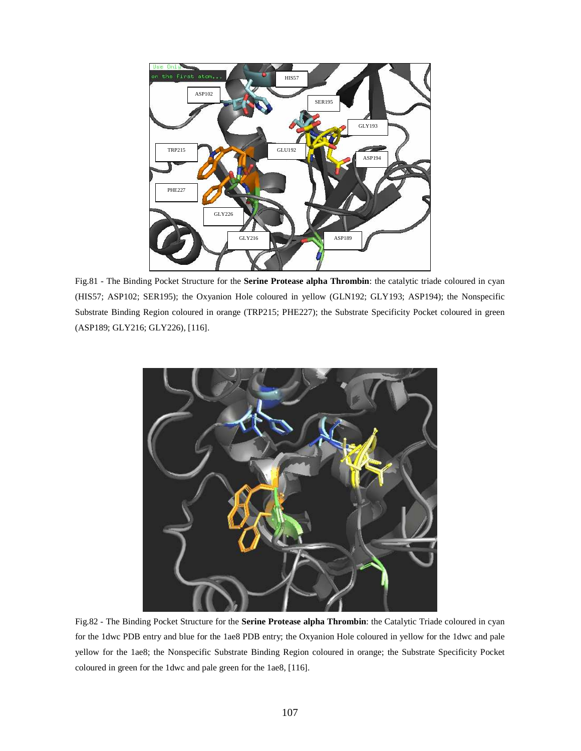Fig.81 - The Binding Pocket Structure for the **Serine Protease alpha Thrombin**: the catalytic triade coloured in cyan (HIS57; ASP102; SER195); the Oxyanion Hole coloured in yellow (GLN192; GLY193; ASP194); the Nonspecific Substrate Binding Region coloured in orange (TRP215; PHE227); the Substrate Specificity Pocket coloured in green (ASP189; GLY216; GLY226), [116].

Fig.82 - The Binding Pocket Structure for the **Serine Protease alpha Thrombin**: the Catalytic Triade coloured in cyan for the 1dwc PDB entry and blue for the 1ae8 PDB entry; the Oxyanion Hole coloured in yellow for the 1dwc and pale yellow for the 1ae8; the Nonspecific Substrate Binding Region coloured in orange; the Substrate Specificity Pocket coloured in green for the 1dwc and pale green for the 1ae8, [116].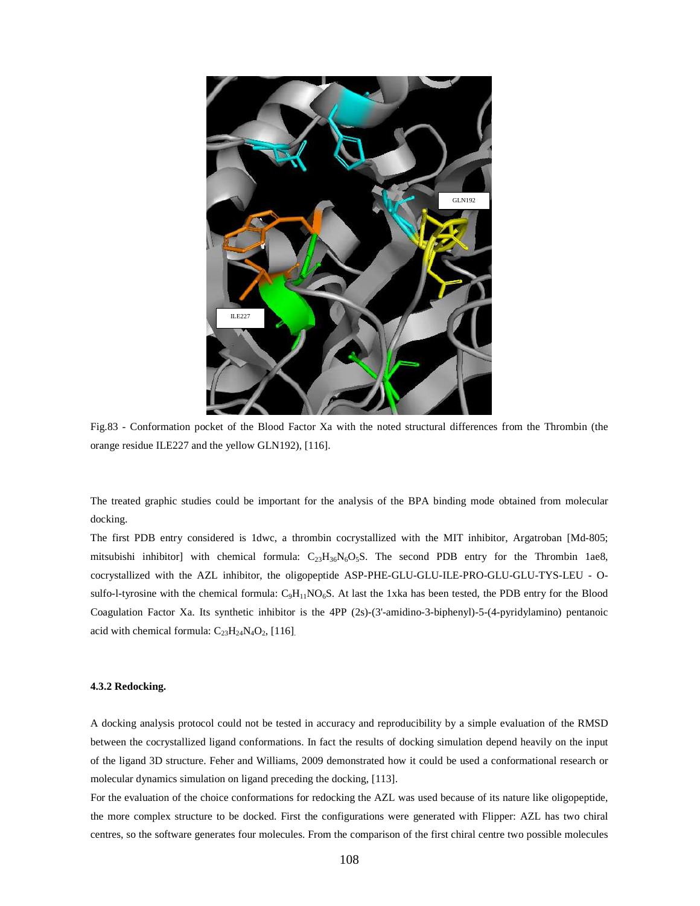Fig.83 - Conformation pocket of the Blood Factor Xa with the noted structural differences from the Thrombin (the orange residue ILE227 and the yellow GLN192), [116].

The treated graphic studies could be important for the analysis of the BPA binding mode obtained from molecular docking.

The first PDB entry considered is 1dwc, a thrombin cocrystallized with the MIT inhibitor, Argatroban [Md-805; mitsubishi inhibitor] with chemical formula: $C_{23}H_{36}N_6O_5S$. The second PDB entry for the Thrombin 1ae8, cocrystallized with the AZL inhibitor, the oligopeptide ASP-PHE-GLU-GLU-ILE-PRO-GLU-GLU-TYS-LEU - O-sulfo-l-tyrosine with the chemical formula: $C_9H_{11}NO_6S$. At last the 1xka has been tested, the PDB entry for the Blood Coagulation Factor Xa. Its synthetic inhibitor is the 4PP (2s)-(3'-amidino-3-biphenyl)-5-(4-pyridylamino) pentanoic acid with chemical formula: $C_{23}H_{24}N_4O_2$, [116].

#### 4.3.2 Redocking.

A docking analysis protocol could not be tested in accuracy and reproducibility by a simple evaluation of the RMSD between the cocrystallized ligand conformations. In fact the results of docking simulation depend heavily on the input of the ligand 3D structure. Feher and Williams, 2009 demonstrated how it could be used a conformational research or molecular dynamics simulation on ligand preceding the docking, [113].

For the evaluation of the choice conformations for redocking the AZL was used because of its nature like oligopeptide, the more complex structure to be docked. First the configurations were generated with Flipper: AZL has two chiral centres, so the software generates four molecules. From the comparison of the first chiral centre two possible molecules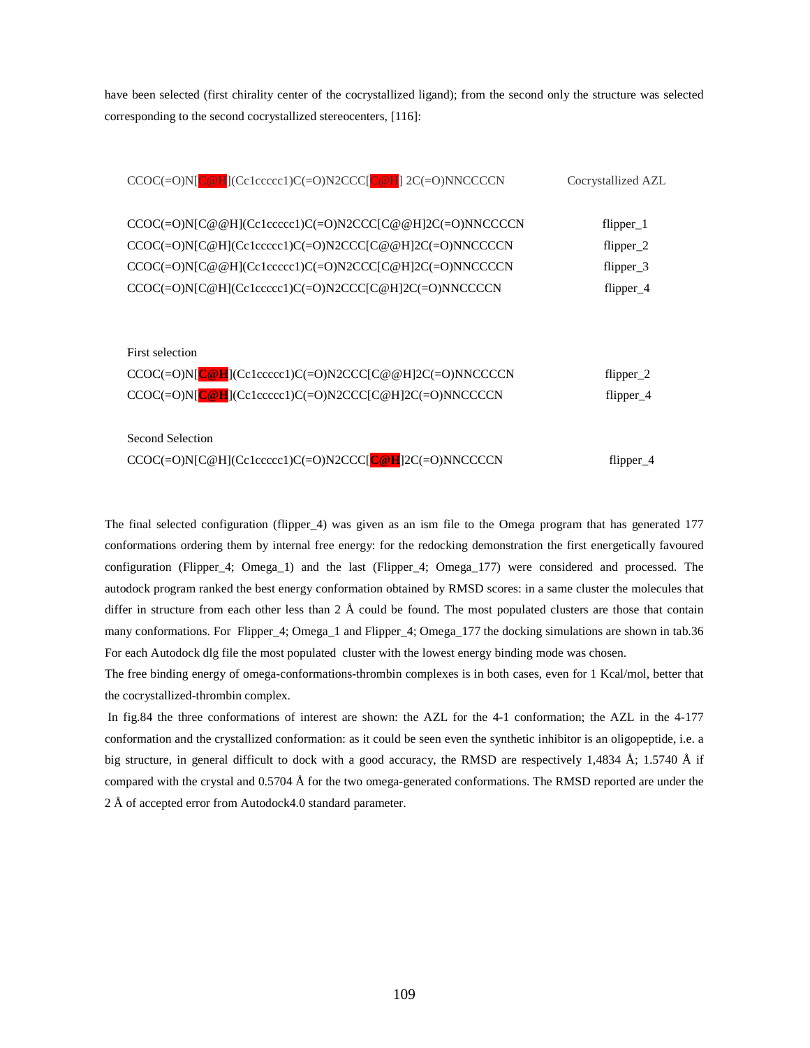have been selected (first chirality center of the cocrystallized ligand); from the second only the structure was selected corresponding to the second cocrystallized stereocenters, [116]:

| | |
|---|---|
| CCOC(=O)N[**C@H**](Cc1ccccc1)C(=O)N2CCC[**C@H**] 2C(=O)NNCCCCN | Cocrystallized AZL |
| CCOC(=O)N[C@@H](Cc1ccccc1)C(=O)N2CCC[C@@H]2C(=O)NNCCCCN | flipper_1 |
| CCOC(=O)N[C@H](Cc1ccccc1)C(=O)N2CCC[C@@H]2C(=O)NNCCCCN | flipper_2 |
| CCOC(=O)N[C@@H](Cc1ccccc1)C(=O)N2CCC[C@H]2C(=O)NNCCCCN | flipper_3 |
| CCOC(=O)N[C@H](Cc1ccccc1)C(=O)N2CCC[C@H]2C(=O)NNCCCCN | flipper_4 |

First selection

| | |
|---|---|
| CCOC(=O)N[**C@H**](Cc1ccccc1)C(=O)N2CCC[C@@H]2C(=O)NNCCCCN | flipper_2 |
| CCOC(=O)N[**C@H**](Cc1ccccc1)C(=O)N2CCC[C@H]2C(=O)NNCCCCN | flipper_4 |

Second Selection

| | |
|---|---|
| CCOC(=O)N[C@H](Cc1ccccc1)C(=O)N2CCC[**C@H**]2C(=O)NNCCCCN | flipper_4 |

The final selected configuration (flipper_4) was given as an ism file to the Omega program that has generated 177 conformations ordering them by internal free energy: for the redocking demonstration the first energetically favoured configuration (Flipper_4; Omega_1) and the last (Flipper_4; Omega_177) were considered and processed. The autodock program ranked the best energy conformation obtained by RMSD scores: in a same cluster the molecules that differ in structure from each other less than 2 Å could be found. The most populated clusters are those that contain many conformations. For Flipper_4; Omega_1 and Flipper_4; Omega_177 the docking simulations are shown in tab.36 For each Autodock dlg file the most populated cluster with the lowest energy binding mode was chosen.

The free binding energy of omega-conformations-thrombin complexes is in both cases, even for 1 Kcal/mol, better that the cocrystallized-thrombin complex.

In fig.84 the three conformations of interest are shown: the AZL for the 4-1 conformation; the AZL in the 4-177 conformation and the crystallized conformation: as it could be seen even the synthetic inhibitor is an oligopeptide, i.e. a big structure, in general difficult to dock with a good accuracy, the RMSD are respectively 1,4834 Å; 1.5740 Å if compared with the crystal and 0.5704 Å for the two omega-generated conformations. The RMSD reported are under the 2 Å of accepted error from Autodock4.0 standard parameter.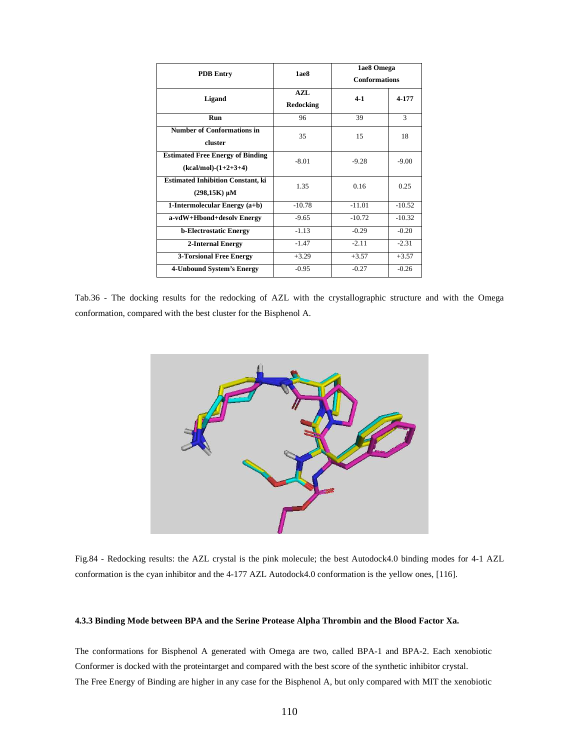| PDB Entry | 1ae8 | 1ae8 Omega Conformations | |
|---|---|---|---|
| Ligand | AZL Redocking | 4-1 | 4-177 |
| Run | 96 | 39 | 3 |
| Number of Conformations in cluster | 35 | 15 | 18 |
| Estimated Free Energy of Binding (kcal/mol)-(1+2+3+4) | -8.01 | -9.28 | -9.00 |
| Estimated Inhibition Constant, ki (298,15K) μM | 1.35 | 0.16 | 0.25 |
| 1-Intermolecular Energy (a+b) | -10.78 | -11.01 | -10.52 |
| a-vdW+Hbond+desolv Energy | -9.65 | -10.72 | -10.32 |
| b-Electrostatic Energy | -1.13 | -0.29 | -0.20 |
| 2-Internal Energy | -1.47 | -2.11 | -2.31 |
| 3-Torsional Free Energy | +3.29 | +3.57 | +3.57 |
| 4-Unbound System's Energy | -0.95 | -0.27 | -0.26 |

Tab.36 - The docking results for the redocking of AZL with the crystallographic structure and with the Omega conformation, compared with the best cluster for the Bisphenol A.

Fig.84 - Redocking results: the AZL crystal is the pink molecule; the best Autodock4.0 binding modes for 4-1 AZL conformation is the cyan inhibitor and the 4-177 AZL Autodock4.0 conformation is the yellow ones, [116].

#### 4.3.3 Binding Mode between BPA and the Serine Protease Alpha Thrombin and the Blood Factor Xa.

The conformations for Bisphenol A generated with Omega are two, called BPA-1 and BPA-2. Each xenobiotic Conformer is docked with the proteintarget and compared with the best score of the synthetic inhibitor crystal.
The Free Energy of Binding are higher in any case for the Bisphenol A, but only compared with MIT the xenobiotic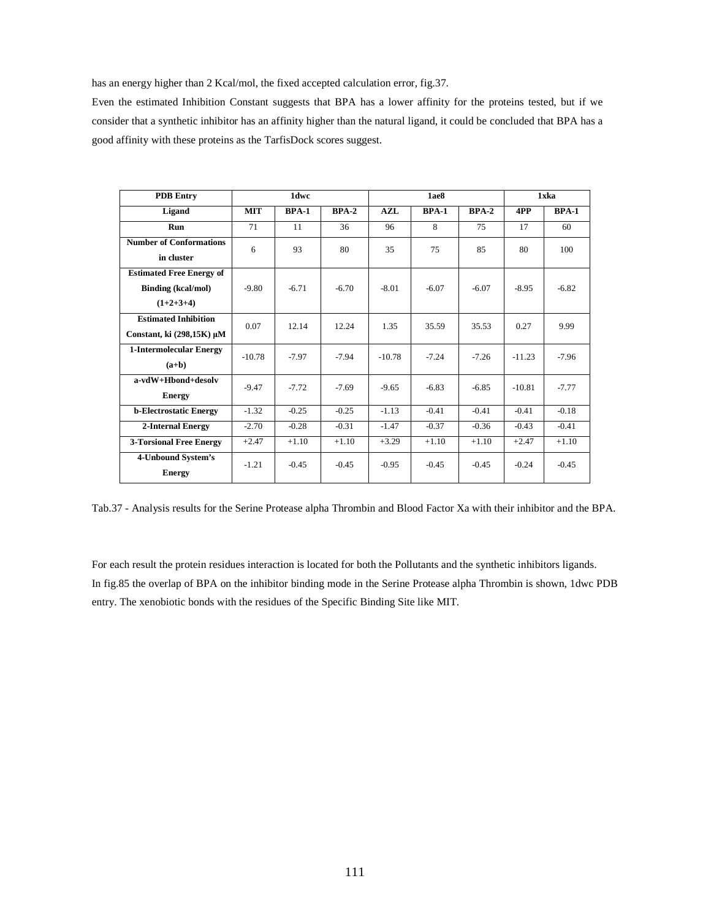has an energy higher than 2 Kcal/mol, the fixed accepted calculation error, fig.37.

Even the estimated Inhibition Constant suggests that BPA has a lower affinity for the proteins tested, but if we consider that a synthetic inhibitor has an affinity higher than the natural ligand, it could be concluded that BPA has a good affinity with these proteins as the TarfisDock scores suggest.

| PDB Entry | 1dwc | | | 1ae8 | | | 1xka | |
|---|---|---|---|---|---|---|---|---|
| **Ligand** | **MIT** | **BPA-1** | **BPA-2** | **AZL** | **BPA-1** | **BPA-2** | **4PP** | **BPA-1** |
| **Run** | 71 | 11 | 36 | 96 | 8 | 75 | 17 | 60 |
| **Number of Conformations in cluster** | 6 | 93 | 80 | 35 | 75 | 85 | 80 | 100 |
| **Estimated Free Energy of Binding (kcal/mol) (1+2+3+4)** | -9.80 | -6.71 | -6.70 | -8.01 | -6.07 | -6.07 | -8.95 | -6.82 |
| **Estimated Inhibition Constant, ki (298,15K) μM** | 0.07 | 12.14 | 12.24 | 1.35 | 35.59 | 35.53 | 0.27 | 9.99 |
| **1-Intermolecular Energy (a+b)** | -10.78 | -7.97 | -7.94 | -10.78 | -7.24 | -7.26 | -11.23 | -7.96 |
| **a-vdW+Hbond+desolv Energy** | -9.47 | -7.72 | -7.69 | -9.65 | -6.83 | -6.85 | -10.81 | -7.77 |
| **b-Electrostatic Energy** | -1.32 | -0.25 | -0.25 | -1.13 | -0.41 | -0.41 | -0.41 | -0.18 |
| **2-Internal Energy** | -2.70 | -0.28 | -0.31 | -1.47 | -0.37 | -0.36 | -0.43 | -0.41 |
| **3-Torsional Free Energy** | +2.47 | +1.10 | +1.10 | +3.29 | +1.10 | +1.10 | +2.47 | +1.10 |
| **4-Unbound System's Energy** | -1.21 | -0.45 | -0.45 | -0.95 | -0.45 | -0.45 | -0.24 | -0.45 |

Tab.37 - Analysis results for the Serine Protease alpha Thrombin and Blood Factor Xa with their inhibitor and the BPA.

For each result the protein residues interaction is located for both the Pollutants and the synthetic inhibitors ligands.

In fig.85 the overlap of BPA on the inhibitor binding mode in the Serine Protease alpha Thrombin is shown, 1dwc PDB entry. The xenobiotic bonds with the residues of the Specific Binding Site like MIT.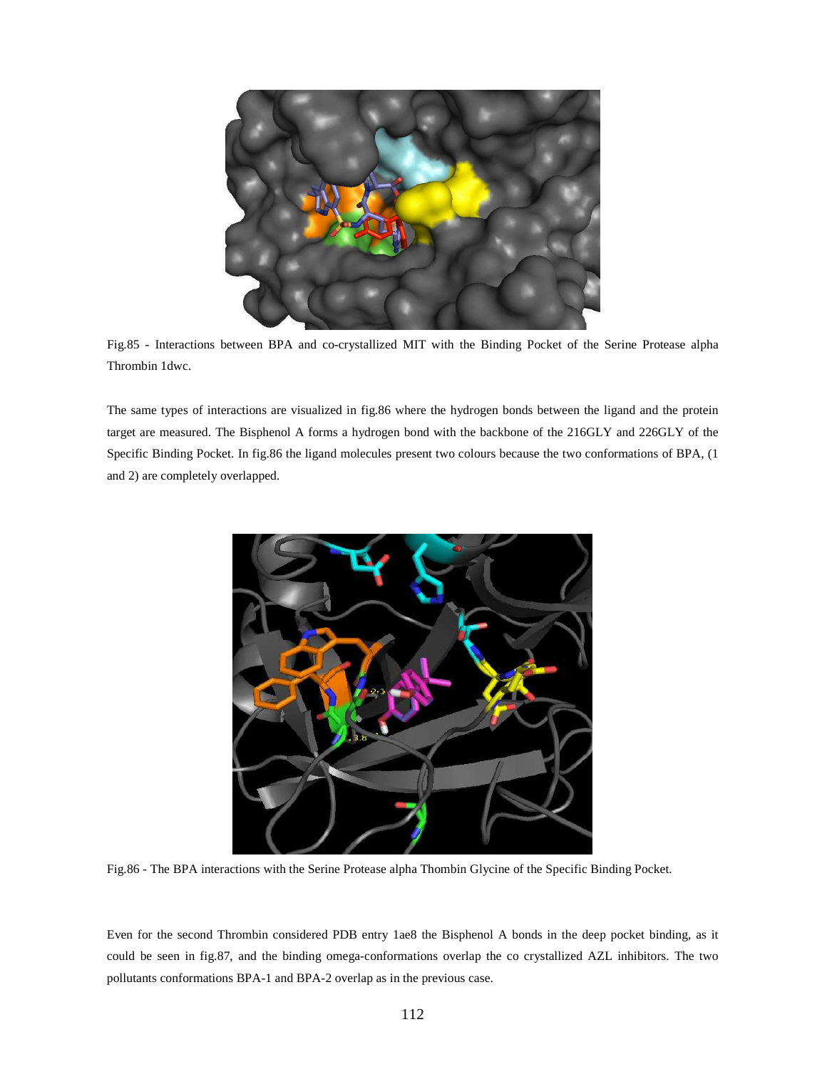Fig.85 - Interactions between BPA and co-crystallized MIT with the Binding Pocket of the Serine Protease alpha Thrombin 1dwc.

The same types of interactions are visualized in fig.86 where the hydrogen bonds between the ligand and the protein target are measured. The Bisphenol A forms a hydrogen bond with the backbone of the 216GLY and 226GLY of the Specific Binding Pocket. In fig.86 the ligand molecules present two colours because the two conformations of BPA, (1 and 2) are completely overlapped.

Fig.86 - The BPA interactions with the Serine Protease alpha Thombin Glycine of the Specific Binding Pocket.

Even for the second Thrombin considered PDB entry 1ae8 the Bisphenol A bonds in the deep pocket binding, as it could be seen in fig.87, and the binding omega-conformations overlap the co crystallized AZL inhibitors. The two pollutants conformations BPA-1 and BPA-2 overlap as in the previous case.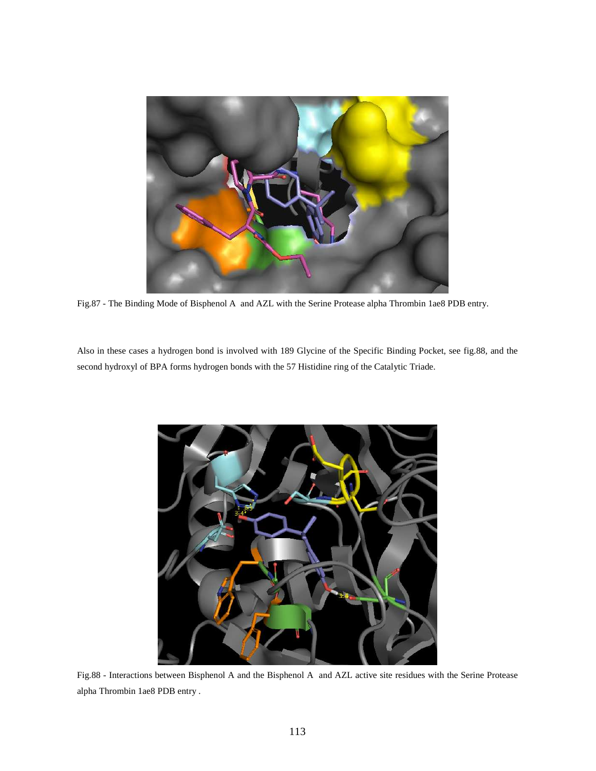Fig.87 - The Binding Mode of Bisphenol A and AZL with the Serine Protease alpha Thrombin 1ae8 PDB entry.

Also in these cases a hydrogen bond is involved with 189 Glycine of the Specific Binding Pocket, see fig.88, and the second hydroxyl of BPA forms hydrogen bonds with the 57 Histidine ring of the Catalytic Triade.

Fig.88 - Interactions between Bisphenol A and the Bisphenol A and AZL active site residues with the Serine Protease alpha Thrombin 1ae8 PDB entry .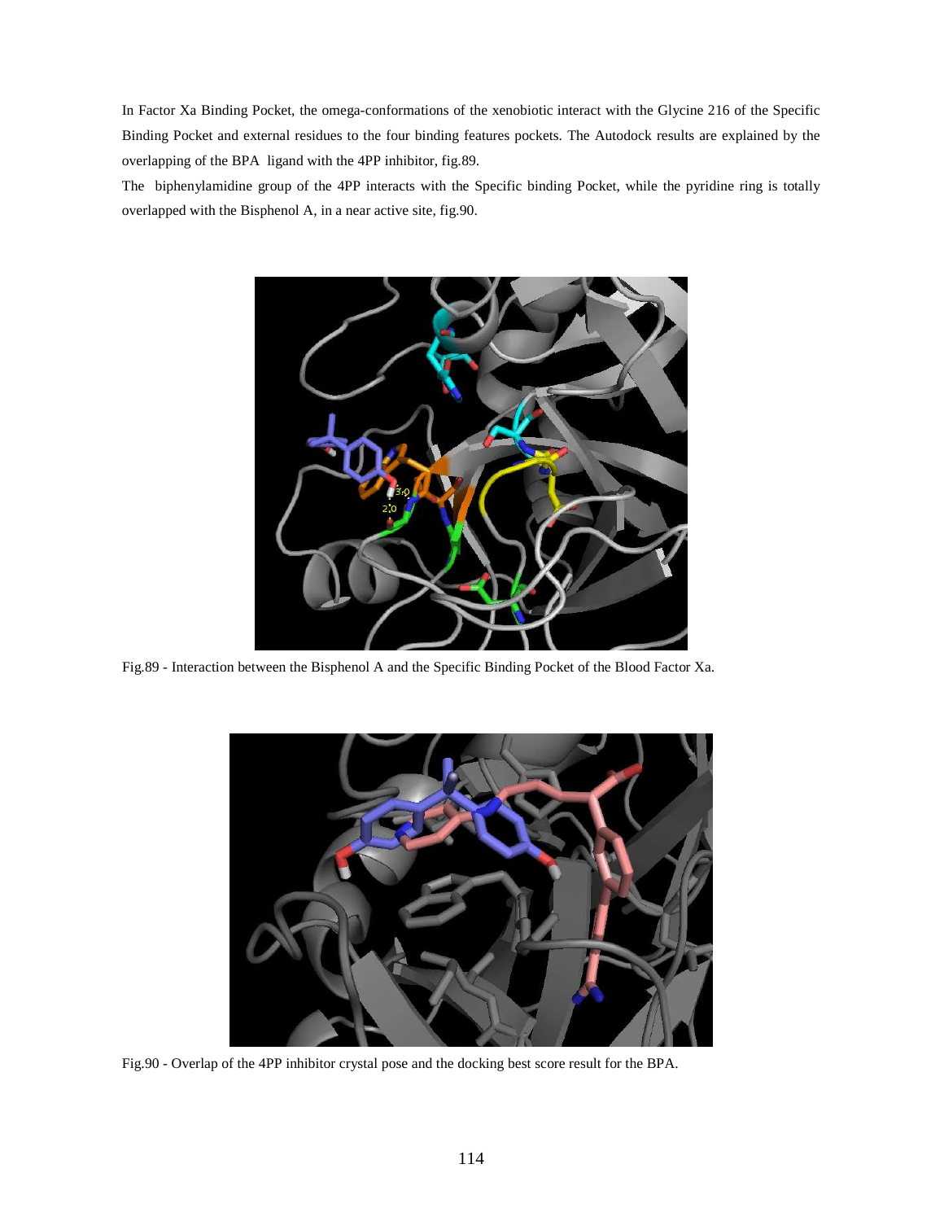In Factor Xa Binding Pocket, the omega-conformations of the xenobiotic interact with the Glycine 216 of the Specific Binding Pocket and external residues to the four binding features pockets. The Autodock results are explained by the overlapping of the BPA ligand with the 4PP inhibitor, fig.89.

The biphenylamidine group of the 4PP interacts with the Specific binding Pocket, while the pyridine ring is totally overlapped with the Bisphenol A, in a near active site, fig.90.

Fig.89 - Interaction between the Bisphenol A and the Specific Binding Pocket of the Blood Factor Xa.

Fig.90 - Overlap of the 4PP inhibitor crystal pose and the docking best score result for the BPA.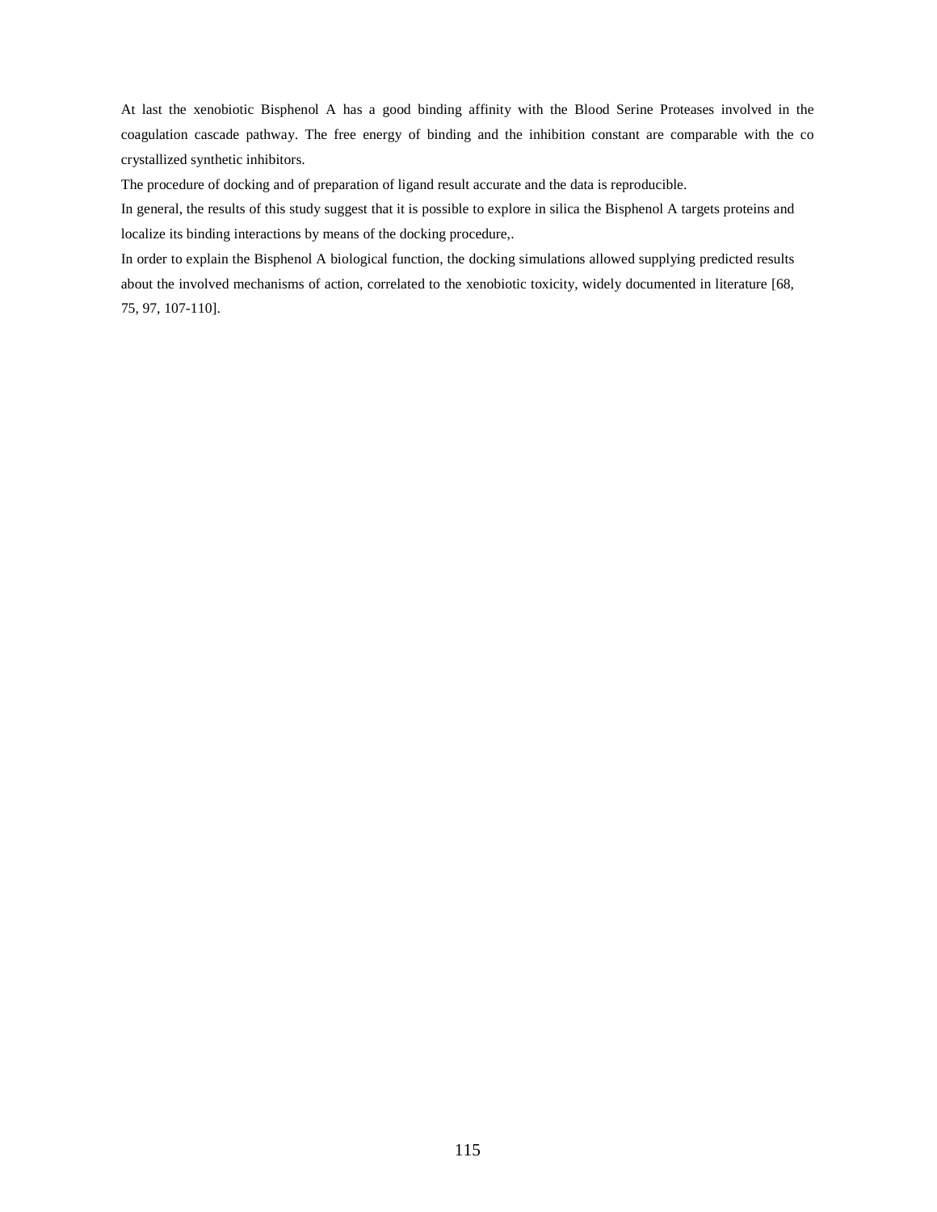At last the xenobiotic Bisphenol A has a good binding affinity with the Blood Serine Proteases involved in the coagulation cascade pathway. The free energy of binding and the inhibition constant are comparable with the co crystallized synthetic inhibitors.

The procedure of docking and of preparation of ligand result accurate and the data is reproducible.

In general, the results of this study suggest that it is possible to explore in silica the Bisphenol A targets proteins and localize its binding interactions by means of the docking procedure,.

In order to explain the Bisphenol A biological function, the docking simulations allowed supplying predicted results about the involved mechanisms of action, correlated to the xenobiotic toxicity, widely documented in literature [68, 75, 97, 107-110].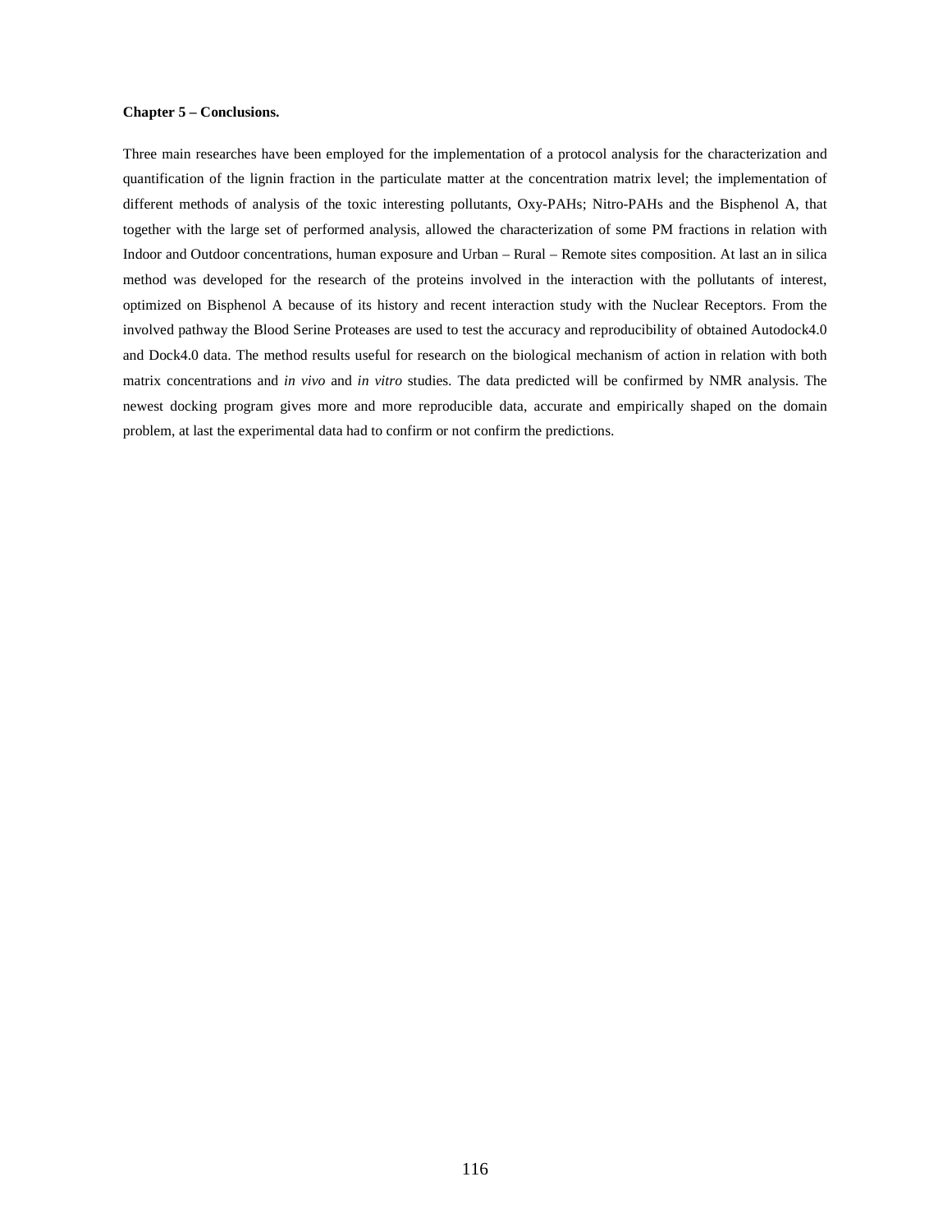**Chapter 5 – Conclusions.**

Three main researches have been employed for the implementation of a protocol analysis for the characterization and quantification of the lignin fraction in the particulate matter at the concentration matrix level; the implementation of different methods of analysis of the toxic interesting pollutants, Oxy-PAHs; Nitro-PAHs and the Bisphenol A, that together with the large set of performed analysis, allowed the characterization of some PM fractions in relation with Indoor and Outdoor concentrations, human exposure and Urban – Rural – Remote sites composition. At last an in silica method was developed for the research of the proteins involved in the interaction with the pollutants of interest, optimized on Bisphenol A because of its history and recent interaction study with the Nuclear Receptors. From the involved pathway the Blood Serine Proteases are used to test the accuracy and reproducibility of obtained Autodock4.0 and Dock4.0 data. The method results useful for research on the biological mechanism of action in relation with both matrix concentrations and *in vivo* and *in vitro* studies. The data predicted will be confirmed by NMR analysis. The newest docking program gives more and more reproducible data, accurate and empirically shaped on the domain problem, at last the experimental data had to confirm or not confirm the predictions.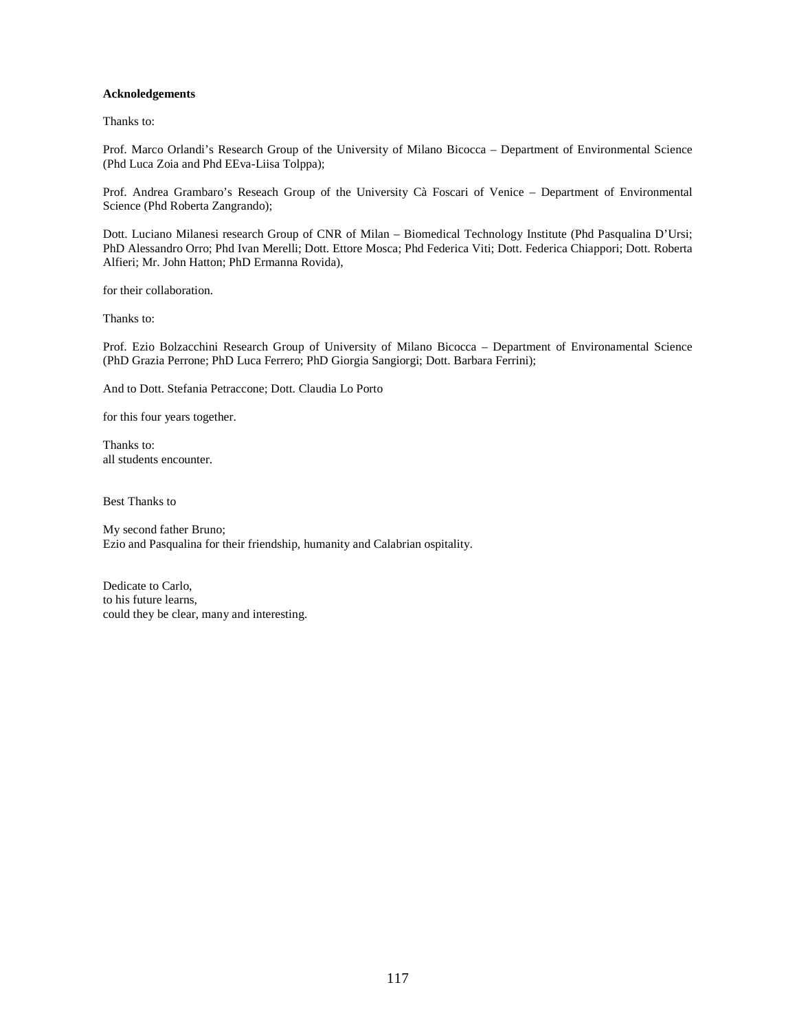**Acknoledgements**

Thanks to:

Prof. Marco Orlandi's Research Group of the University of Milano Bicocca – Department of Environmental Science (Phd Luca Zoia and Phd EEva-Liisa Tolppa);

Prof. Andrea Grambaro's Reseach Group of the University Cà Foscari of Venice – Department of Environmental Science (Phd Roberta Zangrando);

Dott. Luciano Milanesi research Group of CNR of Milan – Biomedical Technology Institute (Phd Pasqualina D'Ursi; PhD Alessandro Orro; Phd Ivan Merelli; Dott. Ettore Mosca; Phd Federica Viti; Dott. Federica Chiappori; Dott. Roberta Alfieri; Mr. John Hatton; PhD Ermanna Rovida),

for their collaboration.

Thanks to:

Prof. Ezio Bolzacchini Research Group of University of Milano Bicocca – Department of Environamental Science (PhD Grazia Perrone; PhD Luca Ferrero; PhD Giorgia Sangiorgi; Dott. Barbara Ferrini);

And to Dott. Stefania Petraccone; Dott. Claudia Lo Porto

for this four years together.

Thanks to:
all students encounter.

Best Thanks to

My second father Bruno;
Ezio and Pasqualina for their friendship, humanity and Calabrian ospitality.

Dedicate to Carlo,
to his future learns,
could they be clear, many and interesting.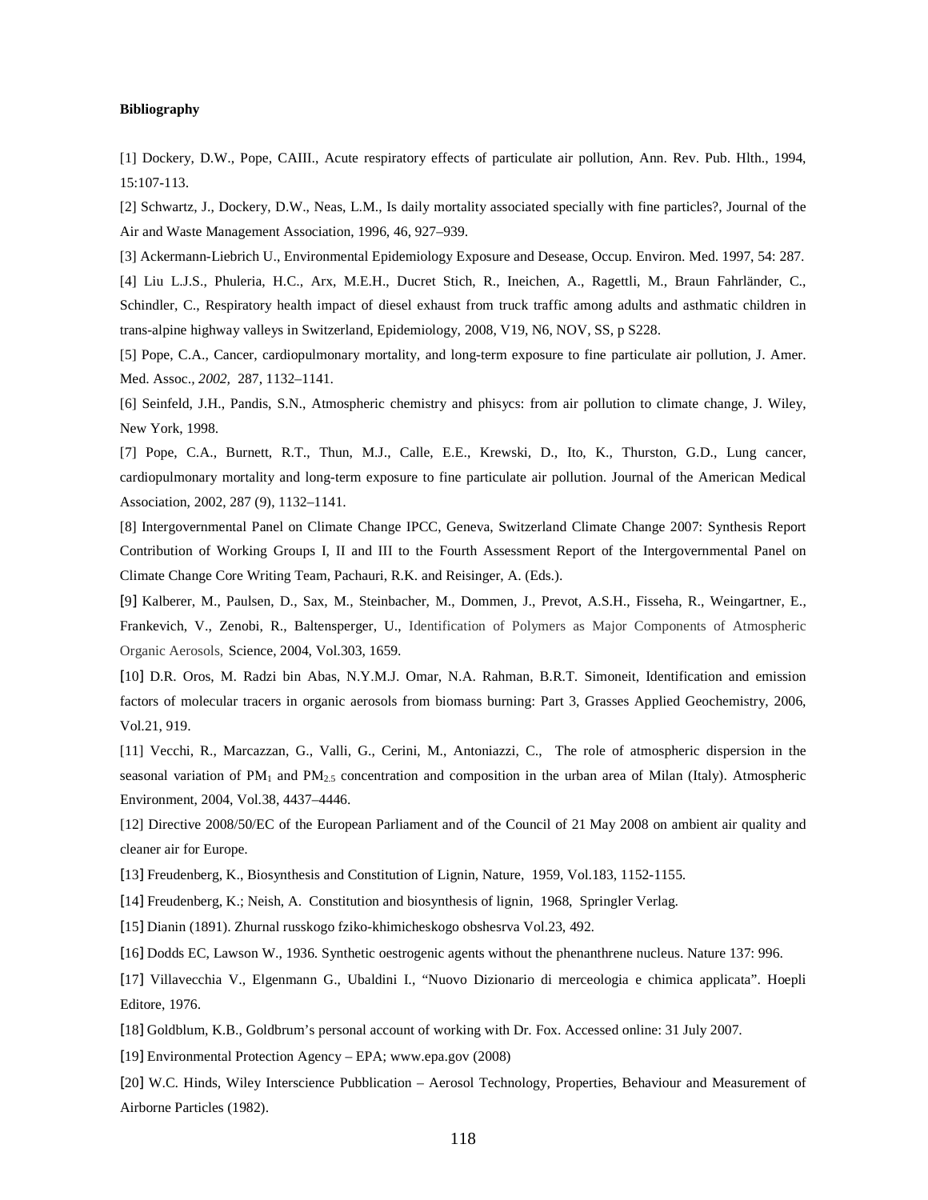**Bibliography**

[1] Dockery, D.W., Pope, CAIII., Acute respiratory effects of particulate air pollution, Ann. Rev. Pub. Hlth., 1994, 15:107-113.

[2] Schwartz, J., Dockery, D.W., Neas, L.M., Is daily mortality associated specially with fine particles?, Journal of the Air and Waste Management Association, 1996, 46, 927–939.

[3] Ackermann-Liebrich U., Environmental Epidemiology Exposure and Desease, Occup. Environ. Med. 1997, 54: 287.

[4] Liu L.J.S., Phuleria, H.C., Arx, M.E.H., Ducret Stich, R., Ineichen, A., Ragettli, M., Braun Fahrländer, C., Schindler, C., Respiratory health impact of diesel exhaust from truck traffic among adults and asthmatic children in trans-alpine highway valleys in Switzerland, Epidemiology, 2008, V19, N6, NOV, SS, p S228.

[5] Pope, C.A., Cancer, cardiopulmonary mortality, and long-term exposure to fine particulate air pollution, J. Amer. Med. Assoc., *2002,* 287, 1132–1141.

[6] Seinfeld, J.H., Pandis, S.N., Atmospheric chemistry and phisycs: from air pollution to climate change, J. Wiley, New York, 1998.

[7] Pope, C.A., Burnett, R.T., Thun, M.J., Calle, E.E., Krewski, D., Ito, K., Thurston, G.D., Lung cancer, cardiopulmonary mortality and long-term exposure to fine particulate air pollution. Journal of the American Medical Association, 2002, 287 (9), 1132–1141.

[8] Intergovernmental Panel on Climate Change IPCC, Geneva, Switzerland Climate Change 2007: Synthesis Report Contribution of Working Groups I, II and III to the Fourth Assessment Report of the Intergovernmental Panel on Climate Change Core Writing Team, Pachauri, R.K. and Reisinger, A. (Eds.).

[9] Kalberer, M., Paulsen, D., Sax, M., Steinbacher, M., Dommen, J., Prevot, A.S.H., Fisseha, R., Weingartner, E., Frankevich, V., Zenobi, R., Baltensperger, U., Identification of Polymers as Major Components of Atmospheric Organic Aerosols, Science, 2004, Vol.303, 1659.

[10] D.R. Oros, M. Radzi bin Abas, N.Y.M.J. Omar, N.A. Rahman, B.R.T. Simoneit, Identification and emission factors of molecular tracers in organic aerosols from biomass burning: Part 3, Grasses Applied Geochemistry, 2006, Vol.21, 919.

[11] Vecchi, R., Marcazzan, G., Valli, G., Cerini, M., Antoniazzi, C., The role of atmospheric dispersion in the seasonal variation of $PM_1$ and $PM_{2.5}$ concentration and composition in the urban area of Milan (Italy). Atmospheric Environment, 2004, Vol.38, 4437–4446.

[12] Directive 2008/50/EC of the European Parliament and of the Council of 21 May 2008 on ambient air quality and cleaner air for Europe.

[13] Freudenberg, K., Biosynthesis and Constitution of Lignin, Nature, 1959, Vol.183, 1152-1155.

[14] Freudenberg, K.; Neish, A. Constitution and biosynthesis of lignin, 1968, Springler Verlag.

[15] Dianin (1891). Zhurnal russkogo fziko-khimicheskogo obshesrva Vol.23, 492.

[16] Dodds EC, Lawson W., 1936. Synthetic oestrogenic agents without the phenanthrene nucleus. Nature 137: 996.

[17] Villavecchia V., Elgenmann G., Ubaldini I., "Nuovo Dizionario di merceologia e chimica applicata". Hoepli Editore, 1976.

[18] Goldblum, K.B., Goldbrum's personal account of working with Dr. Fox. Accessed online: 31 July 2007.

[19] Environmental Protection Agency – EPA; www.epa.gov (2008)

[20] W.C. Hinds, Wiley Interscience Pubblication – Aerosol Technology, Properties, Behaviour and Measurement of Airborne Particles (1982).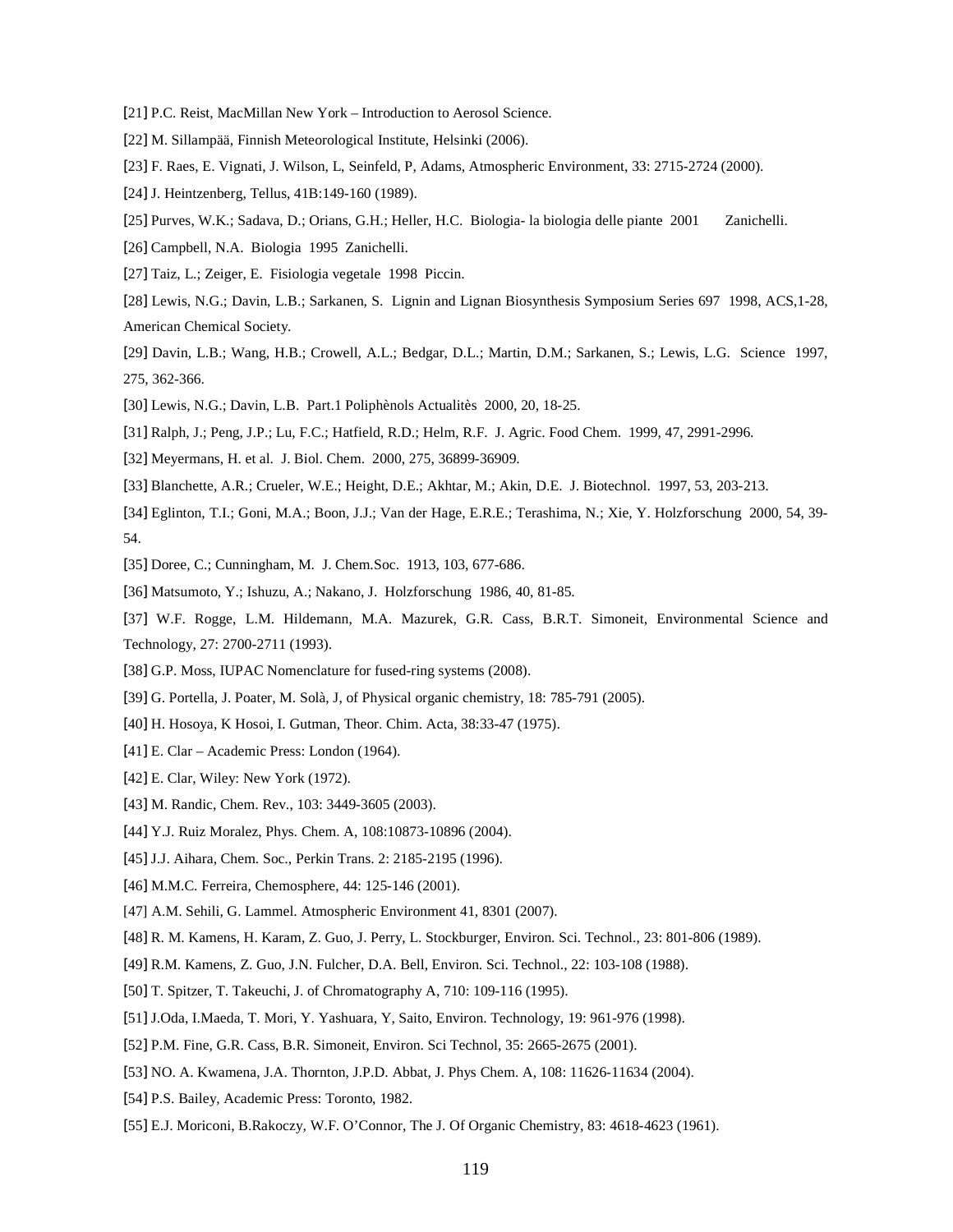[21] P.C. Reist, MacMillan New York – Introduction to Aerosol Science.

[22] M. Sillampää, Finnish Meteorological Institute, Helsinki (2006).

[23] F. Raes, E. Vignati, J. Wilson, L, Seinfeld, P, Adams, Atmospheric Environment, 33: 2715-2724 (2000).

[24] J. Heintzenberg, Tellus, 41B:149-160 (1989).

[25] Purves, W.K.; Sadava, D.; Orians, G.H.; Heller, H.C. Biologia- la biologia delle piante 2001 Zanichelli.

[26] Campbell, N.A. Biologia 1995 Zanichelli.

[27] Taiz, L.; Zeiger, E. Fisiologia vegetale 1998 Piccin.

[28] Lewis, N.G.; Davin, L.B.; Sarkanen, S. Lignin and Lignan Biosynthesis Symposium Series 697 1998, ACS,1-28, American Chemical Society.

[29] Davin, L.B.; Wang, H.B.; Crowell, A.L.; Bedgar, D.L.; Martin, D.M.; Sarkanen, S.; Lewis, L.G. Science 1997, 275, 362-366.

[30] Lewis, N.G.; Davin, L.B. Part.1 Poliphènols Actualitès 2000, 20, 18-25.

[31] Ralph, J.; Peng, J.P.; Lu, F.C.; Hatfield, R.D.; Helm, R.F. J. Agric. Food Chem. 1999, 47, 2991-2996.

[32] Meyermans, H. et al. J. Biol. Chem. 2000, 275, 36899-36909.

[33] Blanchette, A.R.; Crueler, W.E.; Height, D.E.; Akhtar, M.; Akin, D.E. J. Biotechnol. 1997, 53, 203-213.

[34] Eglinton, T.I.; Goni, M.A.; Boon, J.J.; Van der Hage, E.R.E.; Terashima, N.; Xie, Y. Holzforschung 2000, 54, 39-54.

[35] Doree, C.; Cunningham, M. J. Chem.Soc. 1913, 103, 677-686.

[36] Matsumoto, Y.; Ishuzu, A.; Nakano, J. Holzforschung 1986, 40, 81-85.

[37] W.F. Rogge, L.M. Hildemann, M.A. Mazurek, G.R. Cass, B.R.T. Simoneit, Environmental Science and Technology, 27: 2700-2711 (1993).

[38] G.P. Moss, IUPAC Nomenclature for fused-ring systems (2008).

[39] G. Portella, J. Poater, M. Solà, J, of Physical organic chemistry, 18: 785-791 (2005).

[40] H. Hosoya, K Hosoi, I. Gutman, Theor. Chim. Acta, 38:33-47 (1975).

[41] E. Clar – Academic Press: London (1964).

[42] E. Clar, Wiley: New York (1972).

[43] M. Randic, Chem. Rev., 103: 3449-3605 (2003).

[44] Y.J. Ruiz Moralez, Phys. Chem. A, 108:10873-10896 (2004).

[45] J.J. Aihara, Chem. Soc., Perkin Trans. 2: 2185-2195 (1996).

[46] M.M.C. Ferreira, Chemosphere, 44: 125-146 (2001).

[47] A.M. Sehili, G. Lammel. Atmospheric Environment 41, 8301 (2007).

[48] R. M. Kamens, H. Karam, Z. Guo, J. Perry, L. Stockburger, Environ. Sci. Technol., 23: 801-806 (1989).

[49] R.M. Kamens, Z. Guo, J.N. Fulcher, D.A. Bell, Environ. Sci. Technol., 22: 103-108 (1988).

[50] T. Spitzer, T. Takeuchi, J. of Chromatography A, 710: 109-116 (1995).

[51] J.Oda, I.Maeda, T. Mori, Y. Yashuara, Y, Saito, Environ. Technology, 19: 961-976 (1998).

[52] P.M. Fine, G.R. Cass, B.R. Simoneit, Environ. Sci Technol, 35: 2665-2675 (2001).

[53] NO. A. Kwamena, J.A. Thornton, J.P.D. Abbat, J. Phys Chem. A, 108: 11626-11634 (2004).

[54] P.S. Bailey, Academic Press: Toronto, 1982.

[55] E.J. Moriconi, B.Rakoczy, W.F. O'Connor, The J. Of Organic Chemistry, 83: 4618-4623 (1961).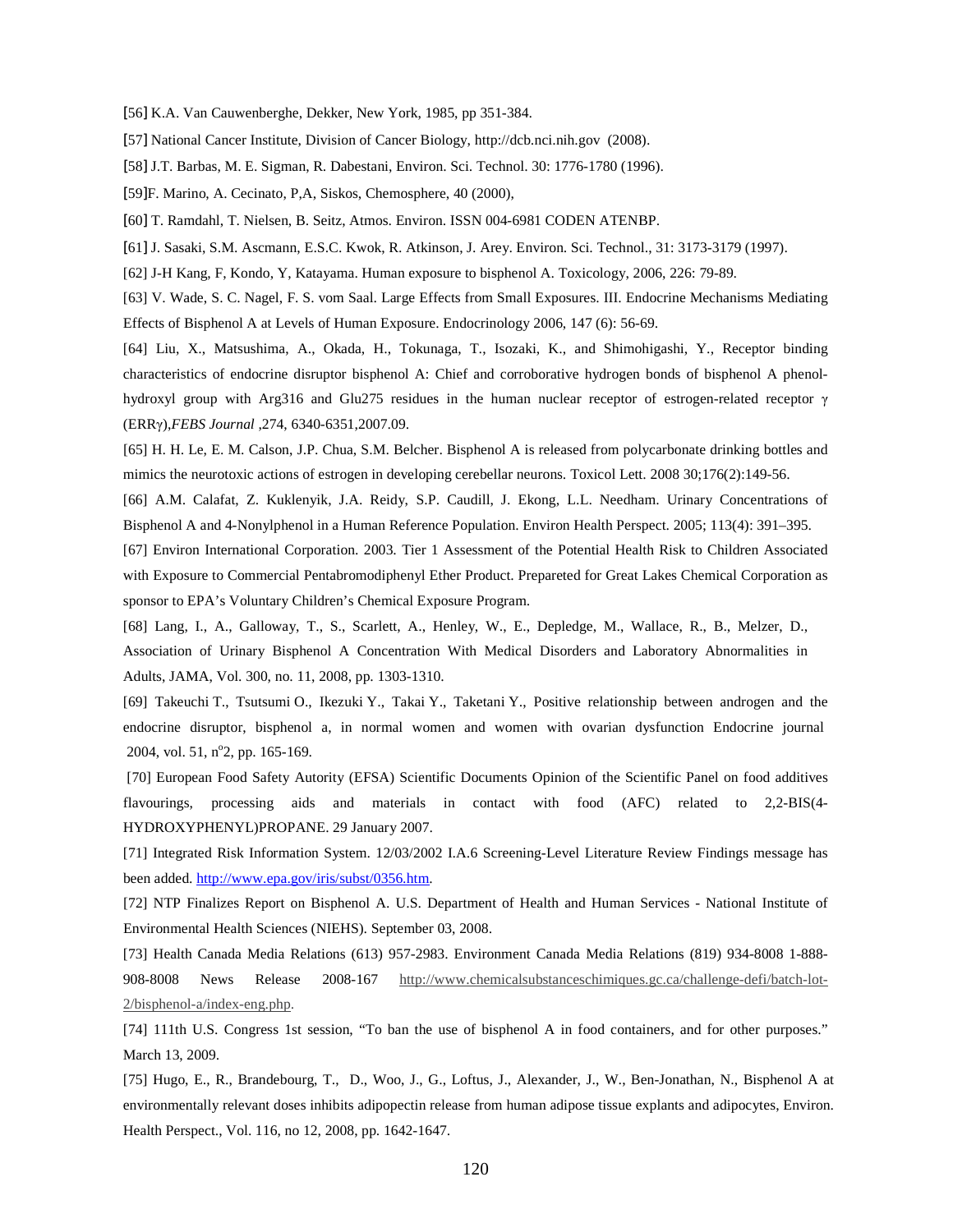[56] K.A. Van Cauwenberghe, Dekker, New York, 1985, pp 351-384.

[57] National Cancer Institute, Division of Cancer Biology, http://dcb.nci.nih.gov (2008).

[58] J.T. Barbas, M. E. Sigman, R. Dabestani, Environ. Sci. Technol. 30: 1776-1780 (1996).

[59]F. Marino, A. Cecinato, P,A, Siskos, Chemosphere, 40 (2000),

[60] T. Ramdahl, T. Nielsen, B. Seitz, Atmos. Environ. ISSN 004-6981 CODEN ATENBP.

[61] J. Sasaki, S.M. Ascmann, E.S.C. Kwok, R. Atkinson, J. Arey. Environ. Sci. Technol., 31: 3173-3179 (1997).

[62] J-H Kang, F, Kondo, Y, Katayama. Human exposure to bisphenol A. Toxicology, 2006, 226: 79-89.

[63] V. Wade, S. C. Nagel, F. S. vom Saal. Large Effects from Small Exposures. III. Endocrine Mechanisms Mediating Effects of Bisphenol A at Levels of Human Exposure. Endocrinology 2006, 147 (6): 56-69.

[64] Liu, X., Matsushima, A., Okada, H., Tokunaga, T., Isozaki, K., and Shimohigashi, Y., Receptor binding characteristics of endocrine disruptor bisphenol A: Chief and corroborative hydrogen bonds of bisphenol A phenol-hydroxyl group with Arg316 and Glu275 residues in the human nuclear receptor of estrogen-related receptor γ (ERRγ),*FEBS Journal* ,274, 6340-6351,2007.09.

[65] H. H. Le, E. M. Calson, J.P. Chua, S.M. Belcher. Bisphenol A is released from polycarbonate drinking bottles and mimics the neurotoxic actions of estrogen in developing cerebellar neurons. Toxicol Lett. 2008 30;176(2):149-56.

[66] A.M. Calafat, Z. Kuklenyik, J.A. Reidy, S.P. Caudill, J. Ekong, L.L. Needham. Urinary Concentrations of Bisphenol A and 4-Nonylphenol in a Human Reference Population. Environ Health Perspect. 2005; 113(4): 391–395.

[67] Environ International Corporation. 2003. Tier 1 Assessment of the Potential Health Risk to Children Associated with Exposure to Commercial Pentabromodiphenyl Ether Product. Prepareted for Great Lakes Chemical Corporation as sponsor to EPA's Voluntary Children's Chemical Exposure Program.

[68] Lang, I., A., Galloway, T., S., Scarlett, A., Henley, W., E., Depledge, M., Wallace, R., B., Melzer, D., Association of Urinary Bisphenol A Concentration With Medical Disorders and Laboratory Abnormalities in Adults, JAMA, Vol. 300, no. 11, 2008, pp. 1303-1310.

[69] Takeuchi T., Tsutsumi O., Ikezuki Y., Takai Y., Taketani Y., Positive relationship between androgen and the endocrine disruptor, bisphenol a, in normal women and women with ovarian dysfunction Endocrine journal 2004, vol. 51, nº2, pp. 165-169.

[70] European Food Safety Autority (EFSA) Scientific Documents Opinion of the Scientific Panel on food additives flavourings, processing aids and materials in contact with food (AFC) related to 2,2-BIS(4-HYDROXYPHENYL)PROPANE. 29 January 2007.

[71] Integrated Risk Information System. 12/03/2002 I.A.6 Screening-Level Literature Review Findings message has been added. http://www.epa.gov/iris/subst/0356.htm.

[72] NTP Finalizes Report on Bisphenol A. U.S. Department of Health and Human Services - National Institute of Environmental Health Sciences (NIEHS). September 03, 2008.

[73] Health Canada Media Relations (613) 957-2983. Environment Canada Media Relations (819) 934-8008 1-888-908-8008 News Release 2008-167 http://www.chemicalsubstanceschimiques.gc.ca/challenge-defi/batch-lot-2/bisphenol-a/index-eng.php.

[74] 111th U.S. Congress 1st session, "To ban the use of bisphenol A in food containers, and for other purposes." March 13, 2009.

[75] Hugo, E., R., Brandebourg, T., D., Woo, J., G., Loftus, J., Alexander, J., W., Ben-Jonathan, N., Bisphenol A at environmentally relevant doses inhibits adipopectin release from human adipose tissue explants and adipocytes, Environ. Health Perspect., Vol. 116, no 12, 2008, pp. 1642-1647.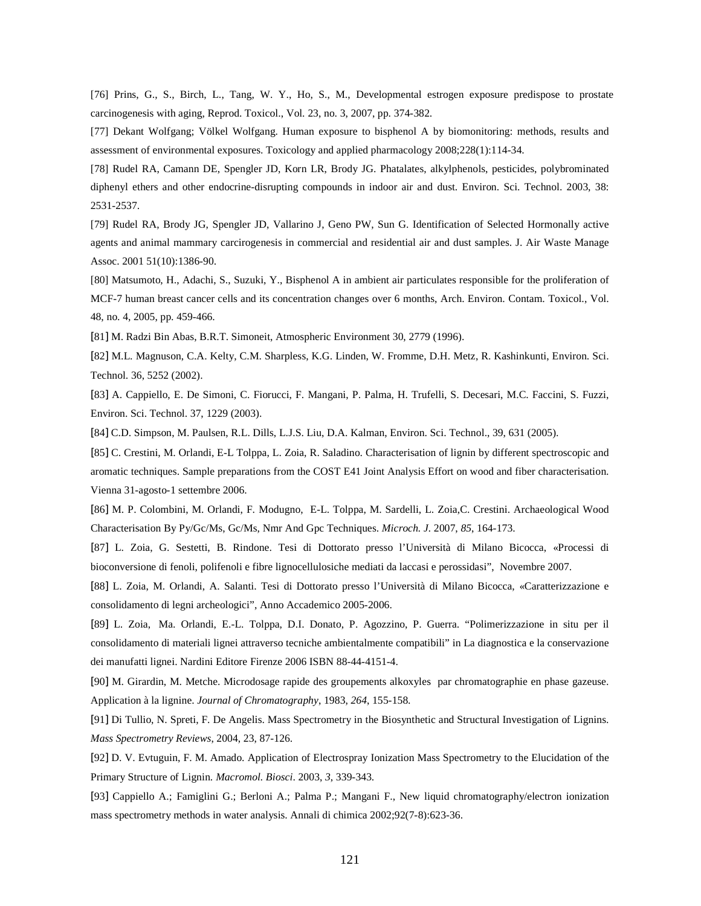[76] Prins, G., S., Birch, L., Tang, W. Y., Ho, S., M., Developmental estrogen exposure predispose to prostate carcinogenesis with aging, Reprod. Toxicol., Vol. 23, no. 3, 2007, pp. 374-382.

[77] Dekant Wolfgang; Völkel Wolfgang. Human exposure to bisphenol A by biomonitoring: methods, results and assessment of environmental exposures. Toxicology and applied pharmacology 2008;228(1):114-34.

[78] Rudel RA, Camann DE, Spengler JD, Korn LR, Brody JG. Phatalates, alkylphenols, pesticides, polybrominated diphenyl ethers and other endocrine-disrupting compounds in indoor air and dust. Environ. Sci. Technol. 2003, 38: 2531-2537.

[79] Rudel RA, Brody JG, Spengler JD, Vallarino J, Geno PW, Sun G. Identification of Selected Hormonally active agents and animal mammary carcirogenesis in commercial and residential air and dust samples. J. Air Waste Manage Assoc. 2001 51(10):1386-90.

[80] Matsumoto, H., Adachi, S., Suzuki, Y., Bisphenol A in ambient air particulates responsible for the proliferation of MCF-7 human breast cancer cells and its concentration changes over 6 months, Arch. Environ. Contam. Toxicol., Vol. 48, no. 4, 2005, pp. 459-466.

[81] M. Radzi Bin Abas, B.R.T. Simoneit, Atmospheric Environment 30, 2779 (1996).

[82] M.L. Magnuson, C.A. Kelty, C.M. Sharpless, K.G. Linden, W. Fromme, D.H. Metz, R. Kashinkunti, Environ. Sci. Technol. 36, 5252 (2002).

[83] A. Cappiello, E. De Simoni, C. Fiorucci, F. Mangani, P. Palma, H. Trufelli, S. Decesari, M.C. Faccini, S. Fuzzi, Environ. Sci. Technol. 37, 1229 (2003).

[84] C.D. Simpson, M. Paulsen, R.L. Dills, L.J.S. Liu, D.A. Kalman, Environ. Sci. Technol., 39, 631 (2005).

[85] C. Crestini, M. Orlandi, E-L Tolppa, L. Zoia, R. Saladino. Characterisation of lignin by different spectroscopic and aromatic techniques. Sample preparations from the COST E41 Joint Analysis Effort on wood and fiber characterisation. Vienna 31-agosto-1 settembre 2006.

[86] M. P. Colombini, M. Orlandi, F. Modugno, E-L. Tolppa, M. Sardelli, L. Zoia,C. Crestini. Archaeological Wood Characterisation By Py/Gc/Ms, Gc/Ms, Nmr And Gpc Techniques. *Microch. J.* 2007, *85*, 164-173.

[87] L. Zoia, G. Sestetti, B. Rindone. Tesi di Dottorato presso l'Università di Milano Bicocca, «Processi di bioconversione di fenoli, polifenoli e fibre lignocellulosiche mediati da laccasi e perossidasi", Novembre 2007.

[88] L. Zoia, M. Orlandi, A. Salanti. Tesi di Dottorato presso l'Università di Milano Bicocca, «Caratterizzazione e consolidamento di legni archeologici", Anno Accademico 2005-2006.

[89] L. Zoia, Ma. Orlandi, E.-L. Tolppa, D.I. Donato, P. Agozzino, P. Guerra. "Polimerizzazione in situ per il consolidamento di materiali lignei attraverso tecniche ambientalmente compatibili" in La diagnostica e la conservazione dei manufatti lignei. Nardini Editore Firenze 2006 ISBN 88-44-4151-4.

[90] M. Girardin, M. Metche. Microdosage rapide des groupements alkoxyles par chromatographie en phase gazeuse. Application à la lignine. *Journal of Chromatography*, 1983, *264*, 155-158.

[91] Di Tullio, N. Spreti, F. De Angelis. Mass Spectrometry in the Biosynthetic and Structural Investigation of Lignins. *Mass Spectrometry Reviews*, 2004, 23, 87-126.

[92] D. V. Evtuguin, F. M. Amado. Application of Electrospray Ionization Mass Spectrometry to the Elucidation of the Primary Structure of Lignin. *Macromol. Biosci*. 2003, *3*, 339-343.

[93] Cappiello A.; Famiglini G.; Berloni A.; Palma P.; Mangani F., New liquid chromatography/electron ionization mass spectrometry methods in water analysis. Annali di chimica 2002;92(7-8):623-36.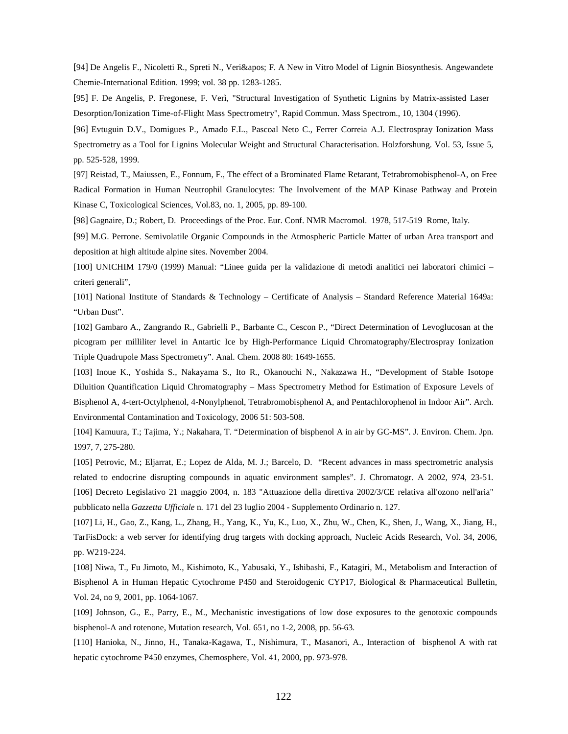[94] De Angelis F., Nicoletti R., Spreti N., Veri&apos; F. A New in Vitro Model of Lignin Biosynthesis. Angewandete Chemie-International Edition. 1999; vol. 38 pp. 1283-1285.

[95] F. De Angelis, P. Fregonese, F. Verì, "Structural Investigation of Synthetic Lignins by Matrix-assisted Laser Desorption/Ionization Time-of-Flight Mass Spectrometry", Rapid Commun. Mass Spectrom., 10, 1304 (1996).

[96] Evtuguin D.V., Domigues P., Amado F.L., Pascoal Neto C., Ferrer Correia A.J. Electrospray Ionization Mass Spectrometry as a Tool for Lignins Molecular Weight and Structural Characterisation. Holzforshung. Vol. 53, Issue 5, pp. 525-528, 1999.

[97] Reistad, T., Maiussen, E., Fonnum, F., The effect of a Brominated Flame Retarant, Tetrabromobisphenol-A, on Free Radical Formation in Human Neutrophil Granulocytes: The Involvement of the MAP Kinase Pathway and Protein Kinase C, Toxicological Sciences, Vol.83, no. 1, 2005, pp. 89-100.

[98] Gagnaire, D.; Robert, D. Proceedings of the Proc. Eur. Conf. NMR Macromol. 1978, 517-519 Rome, Italy.

[99] M.G. Perrone. Semivolatile Organic Compounds in the Atmospheric Particle Matter of urban Area transport and deposition at high altitude alpine sites. November 2004.

[100] UNICHIM 179/0 (1999) Manual: "Linee guida per la validazione di metodi analitici nei laboratori chimici – criteri generali",

[101] National Institute of Standards & Technology – Certificate of Analysis – Standard Reference Material 1649a: "Urban Dust".

[102] Gambaro A., Zangrando R., Gabrielli P., Barbante C., Cescon P., "Direct Determination of Levoglucosan at the picogram per milliliter level in Antartic Ice by High-Performance Liquid Chromatography/Electrospray Ionization Triple Quadrupole Mass Spectrometry". Anal. Chem. 2008 80: 1649-1655.

[103] Inoue K., Yoshida S., Nakayama S., Ito R., Okanouchi N., Nakazawa H., "Development of Stable Isotope Diluition Quantification Liquid Chromatography – Mass Spectrometry Method for Estimation of Exposure Levels of Bisphenol A, 4-tert-Octylphenol, 4-Nonylphenol, Tetrabromobisphenol A, and Pentachlorophenol in Indoor Air". Arch. Environmental Contamination and Toxicology, 2006 51: 503-508.

[104] Kamuura, T.; Tajima, Y.; Nakahara, T. "Determination of bisphenol A in air by GC-MS". J. Environ. Chem. Jpn. 1997, 7, 275-280.

[105] Petrovic, M.; Eljarrat, E.; Lopez de Alda, M. J.; Barcelo, D. "Recent advances in mass spectrometric analysis related to endocrine disrupting compounds in aquatic environment samples". J. Chromatogr. A 2002, 974, 23-51.

[106] Decreto Legislativo 21 maggio 2004, n. 183 "Attuazione della direttiva 2002/3/CE relativa all'ozono nell'aria" pubblicato nella *Gazzetta Ufficiale* n. 171 del 23 luglio 2004 - Supplemento Ordinario n. 127.

[107] Li, H., Gao, Z., Kang, L., Zhang, H., Yang, K., Yu, K., Luo, X., Zhu, W., Chen, K., Shen, J., Wang, X., Jiang, H., TarFisDock: a web server for identifying drug targets with docking approach, Nucleic Acids Research, Vol. 34, 2006, pp. W219-224.

[108] Niwa, T., Fu Jimoto, M., Kishimoto, K., Yabusaki, Y., Ishibashi, F., Katagiri, M., Metabolism and Interaction of Bisphenol A in Human Hepatic Cytochrome P450 and Steroidogenic CYP17, Biological & Pharmaceutical Bulletin, Vol. 24, no 9, 2001, pp. 1064-1067.

[109] Johnson, G., E., Parry, E., M., Mechanistic investigations of low dose exposures to the genotoxic compounds bisphenol-A and rotenone, Mutation research, Vol. 651, no 1-2, 2008, pp. 56-63.

[110] Hanioka, N., Jinno, H., Tanaka-Kagawa, T., Nishimura, T., Masanori, A., Interaction of bisphenol A with rat hepatic cytochrome P450 enzymes, Chemosphere, Vol. 41, 2000, pp. 973-978.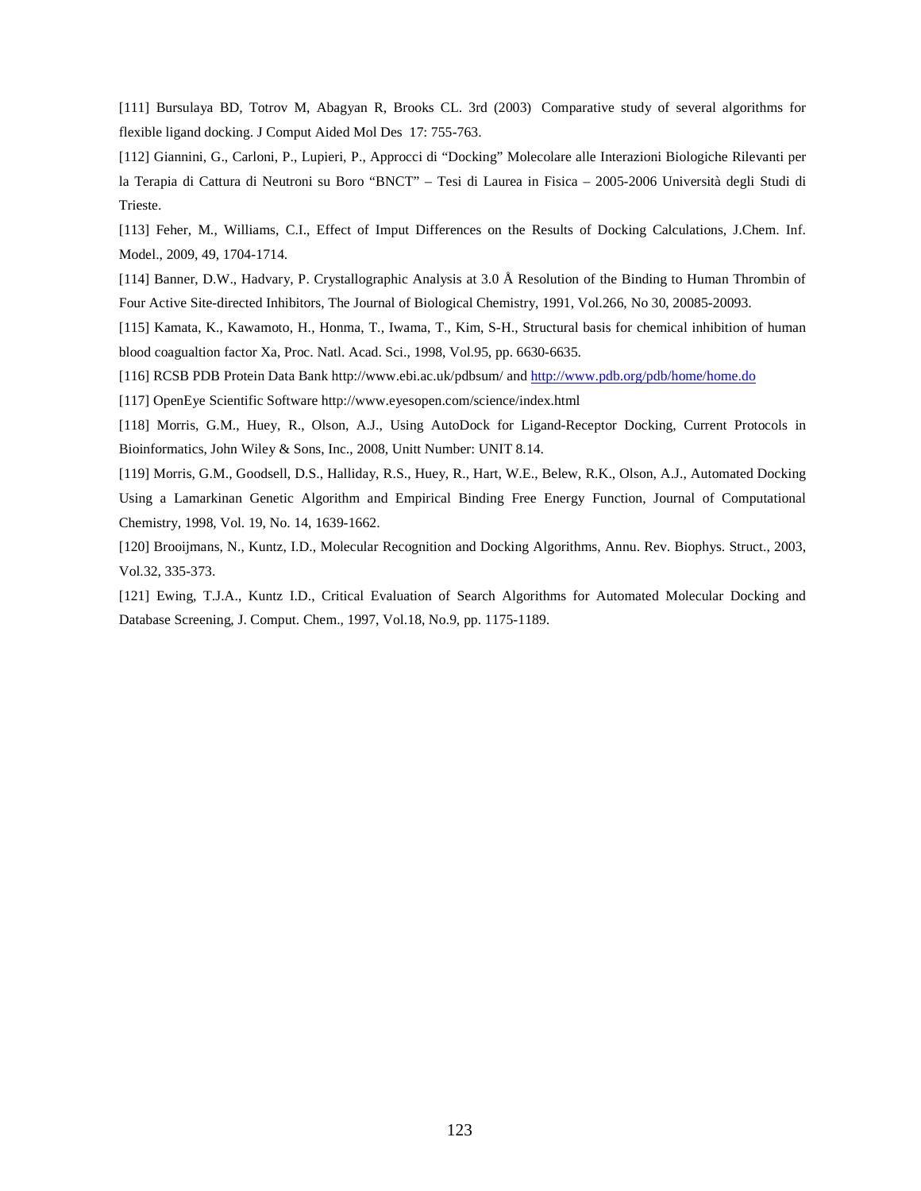[111] Bursulaya BD, Totrov M, Abagyan R, Brooks CL. 3rd (2003) Comparative study of several algorithms for flexible ligand docking. J Comput Aided Mol Des 17: 755-763.

[112] Giannini, G., Carloni, P., Lupieri, P., Approcci di “Docking” Molecolare alle Interazioni Biologiche Rilevanti per la Terapia di Cattura di Neutroni su Boro “BNCT” – Tesi di Laurea in Fisica – 2005-2006 Università degli Studi di Trieste.

[113] Feher, M., Williams, C.I., Effect of Imput Differences on the Results of Docking Calculations, J.Chem. Inf. Model., 2009, 49, 1704-1714.

[114] Banner, D.W., Hadvary, P. Crystallographic Analysis at 3.0 Å Resolution of the Binding to Human Thrombin of Four Active Site-directed Inhibitors, The Journal of Biological Chemistry, 1991, Vol.266, No 30, 20085-20093.

[115] Kamata, K., Kawamoto, H., Honma, T., Iwama, T., Kim, S-H., Structural basis for chemical inhibition of human blood coagualtion factor Xa, Proc. Natl. Acad. Sci., 1998, Vol.95, pp. 6630-6635.

[116] RCSB PDB Protein Data Bank http://www.ebi.ac.uk/pdbsum/ and http://www.pdb.org/pdb/home/home.do

[117] OpenEye Scientific Software http://www.eyesopen.com/science/index.html

[118] Morris, G.M., Huey, R., Olson, A.J., Using AutoDock for Ligand-Receptor Docking, Current Protocols in Bioinformatics, John Wiley & Sons, Inc., 2008, Unitt Number: UNIT 8.14.

[119] Morris, G.M., Goodsell, D.S., Halliday, R.S., Huey, R., Hart, W.E., Belew, R.K., Olson, A.J., Automated Docking Using a Lamarkinan Genetic Algorithm and Empirical Binding Free Energy Function, Journal of Computational Chemistry, 1998, Vol. 19, No. 14, 1639-1662.

[120] Brooijmans, N., Kuntz, I.D., Molecular Recognition and Docking Algorithms, Annu. Rev. Biophys. Struct., 2003, Vol.32, 335-373.

[121] Ewing, T.J.A., Kuntz I.D., Critical Evaluation of Search Algorithms for Automated Molecular Docking and Database Screening, J. Comput. Chem., 1997, Vol.18, No.9, pp. 1175-1189.